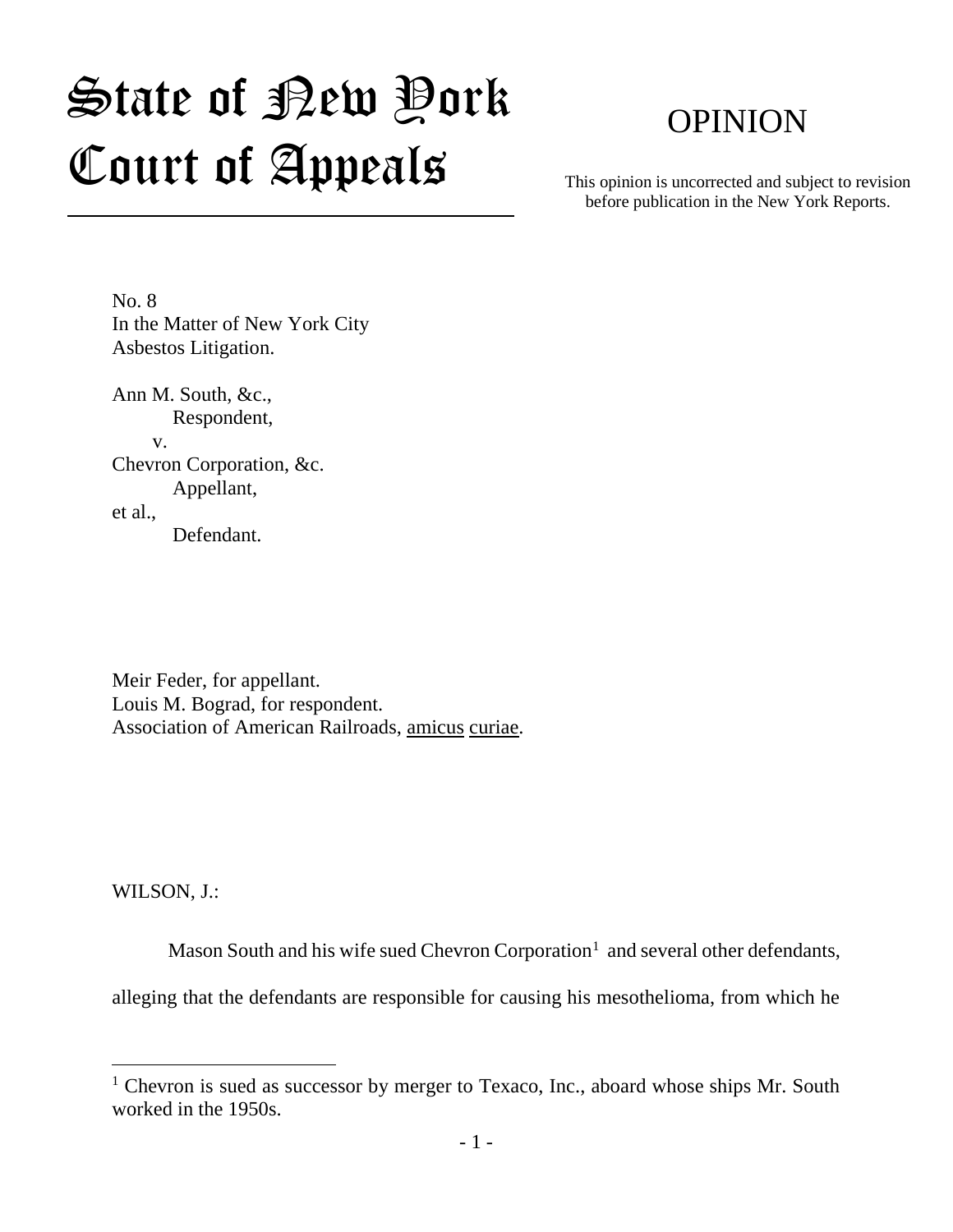# State of New York Court of Appeals

## OPINION

This opinion is uncorrected and subject to revision before publication in the New York Reports.

No. 8
In the Matter of New York City Asbestos Litigation.

Ann M. South, &c.,
Respondent,
v.
Chevron Corporation, &c.
Appellant,
et al.,
Defendant.

Meir Feder, for appellant.
Louis M. Bograd, for respondent.
Association of American Railroads, amicus curiae.

WILSON, J.:

Mason South and his wife sued Chevron Corporation[1] and several other defendants, alleging that the defendants are responsible for causing his mesothelioma, from which he

[1] Chevron is sued as successor by merger to Texaco, Inc., aboard whose ships Mr. South worked in the 1950s.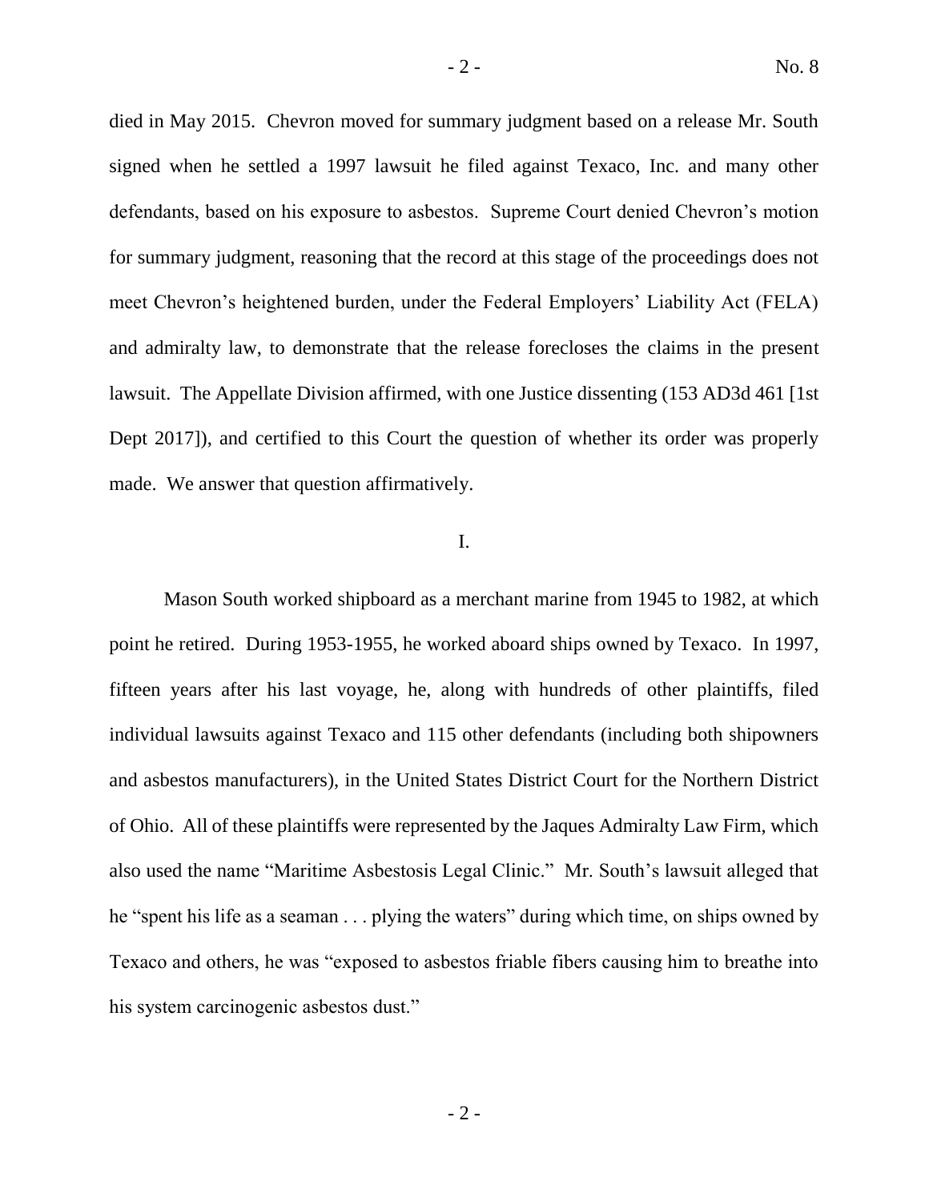died in May 2015. Chevron moved for summary judgment based on a release Mr. South signed when he settled a 1997 lawsuit he filed against Texaco, Inc. and many other defendants, based on his exposure to asbestos. Supreme Court denied Chevron's motion for summary judgment, reasoning that the record at this stage of the proceedings does not meet Chevron's heightened burden, under the Federal Employers' Liability Act (FELA) and admiralty law, to demonstrate that the release forecloses the claims in the present lawsuit. The Appellate Division affirmed, with one Justice dissenting (153 AD3d 461 [1st Dept 2017]), and certified to this Court the question of whether its order was properly made. We answer that question affirmatively.

I.

Mason South worked shipboard as a merchant marine from 1945 to 1982, at which point he retired. During 1953-1955, he worked aboard ships owned by Texaco. In 1997, fifteen years after his last voyage, he, along with hundreds of other plaintiffs, filed individual lawsuits against Texaco and 115 other defendants (including both shipowners and asbestos manufacturers), in the United States District Court for the Northern District of Ohio. All of these plaintiffs were represented by the Jaques Admiralty Law Firm, which also used the name "Maritime Asbestosis Legal Clinic." Mr. South's lawsuit alleged that he "spent his life as a seaman . . . plying the waters" during which time, on ships owned by Texaco and others, he was "exposed to asbestos friable fibers causing him to breathe into his system carcinogenic asbestos dust."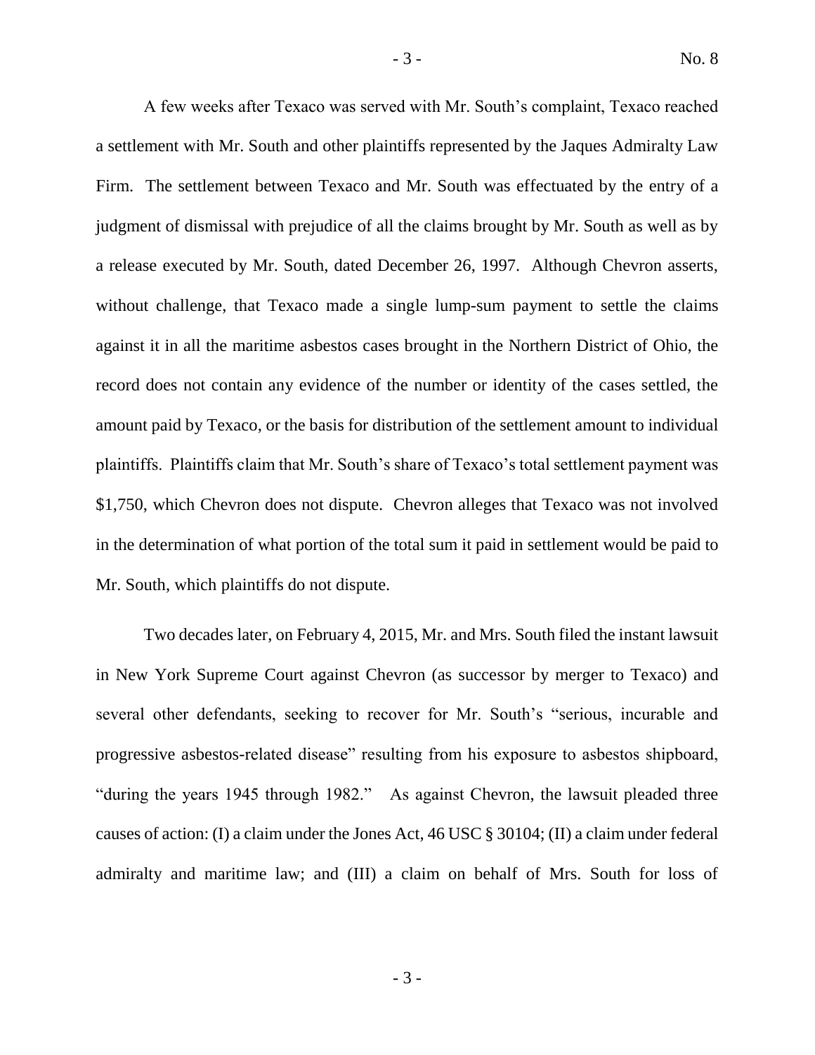A few weeks after Texaco was served with Mr. South's complaint, Texaco reached a settlement with Mr. South and other plaintiffs represented by the Jaques Admiralty Law Firm. The settlement between Texaco and Mr. South was effectuated by the entry of a judgment of dismissal with prejudice of all the claims brought by Mr. South as well as by a release executed by Mr. South, dated December 26, 1997. Although Chevron asserts, without challenge, that Texaco made a single lump-sum payment to settle the claims against it in all the maritime asbestos cases brought in the Northern District of Ohio, the record does not contain any evidence of the number or identity of the cases settled, the amount paid by Texaco, or the basis for distribution of the settlement amount to individual plaintiffs. Plaintiffs claim that Mr. South's share of Texaco's total settlement payment was $1,750, which Chevron does not dispute. Chevron alleges that Texaco was not involved in the determination of what portion of the total sum it paid in settlement would be paid to Mr. South, which plaintiffs do not dispute.

Two decades later, on February 4, 2015, Mr. and Mrs. South filed the instant lawsuit in New York Supreme Court against Chevron (as successor by merger to Texaco) and several other defendants, seeking to recover for Mr. South's "serious, incurable and progressive asbestos-related disease" resulting from his exposure to asbestos shipboard, "during the years 1945 through 1982." As against Chevron, the lawsuit pleaded three causes of action: (I) a claim under the Jones Act, 46 USC § 30104; (II) a claim under federal admiralty and maritime law; and (III) a claim on behalf of Mrs. South for loss of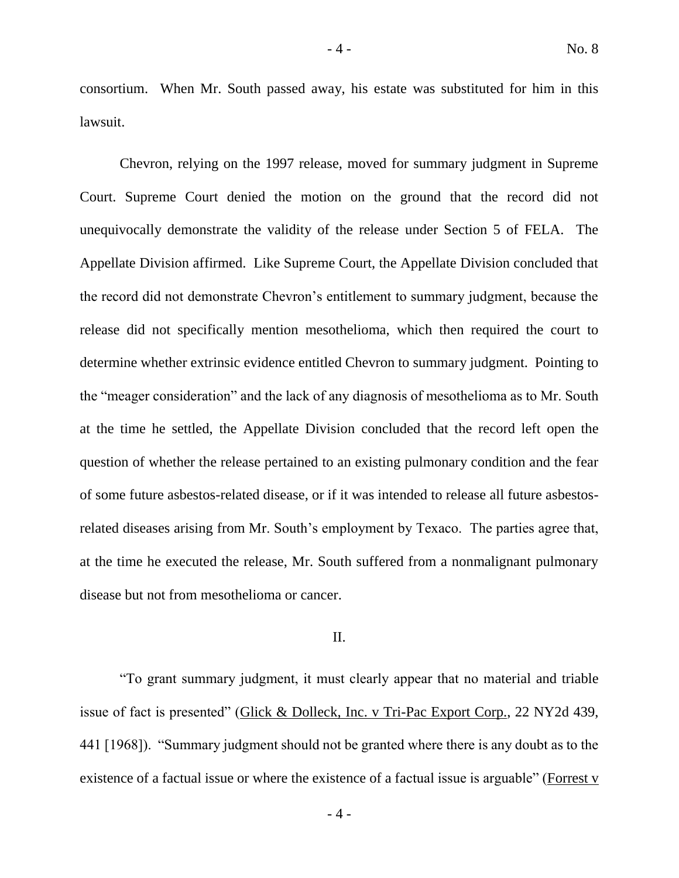consortium. When Mr. South passed away, his estate was substituted for him in this lawsuit.

Chevron, relying on the 1997 release, moved for summary judgment in Supreme Court. Supreme Court denied the motion on the ground that the record did not unequivocally demonstrate the validity of the release under Section 5 of FELA. The Appellate Division affirmed. Like Supreme Court, the Appellate Division concluded that the record did not demonstrate Chevron's entitlement to summary judgment, because the release did not specifically mention mesothelioma, which then required the court to determine whether extrinsic evidence entitled Chevron to summary judgment. Pointing to the "meager consideration" and the lack of any diagnosis of mesothelioma as to Mr. South at the time he settled, the Appellate Division concluded that the record left open the question of whether the release pertained to an existing pulmonary condition and the fear of some future asbestos-related disease, or if it was intended to release all future asbestos-related diseases arising from Mr. South's employment by Texaco. The parties agree that, at the time he executed the release, Mr. South suffered from a nonmalignant pulmonary disease but not from mesothelioma or cancer.

## II.

"To grant summary judgment, it must clearly appear that no material and triable issue of fact is presented" (Glick & Dolleck, Inc. v Tri-Pac Export Corp., 22 NY2d 439, 441 [1968]). "Summary judgment should not be granted where there is any doubt as to the existence of a factual issue or where the existence of a factual issue is arguable" (Forrest v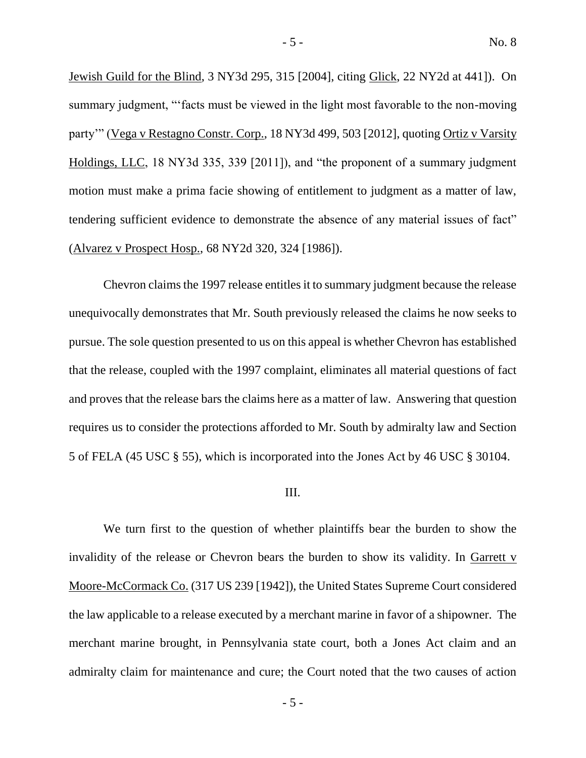Jewish Guild for the Blind, 3 NY3d 295, 315 [2004], citing Glick, 22 NY2d at 441]). On summary judgment, "'facts must be viewed in the light most favorable to the non-moving party'" (Vega v Restagno Constr. Corp., 18 NY3d 499, 503 [2012], quoting Ortiz v Varsity Holdings, LLC, 18 NY3d 335, 339 [2011]), and "the proponent of a summary judgment motion must make a prima facie showing of entitlement to judgment as a matter of law, tendering sufficient evidence to demonstrate the absence of any material issues of fact" (Alvarez v Prospect Hosp., 68 NY2d 320, 324 [1986]).

Chevron claims the 1997 release entitles it to summary judgment because the release unequivocally demonstrates that Mr. South previously released the claims he now seeks to pursue. The sole question presented to us on this appeal is whether Chevron has established that the release, coupled with the 1997 complaint, eliminates all material questions of fact and proves that the release bars the claims here as a matter of law. Answering that question requires us to consider the protections afforded to Mr. South by admiralty law and Section 5 of FELA (45 USC § 55), which is incorporated into the Jones Act by 46 USC § 30104.

## III.

We turn first to the question of whether plaintiffs bear the burden to show the invalidity of the release or Chevron bears the burden to show its validity. In Garrett v Moore-McCormack Co. (317 US 239 [1942]), the United States Supreme Court considered the law applicable to a release executed by a merchant marine in favor of a shipowner. The merchant marine brought, in Pennsylvania state court, both a Jones Act claim and an admiralty claim for maintenance and cure; the Court noted that the two causes of action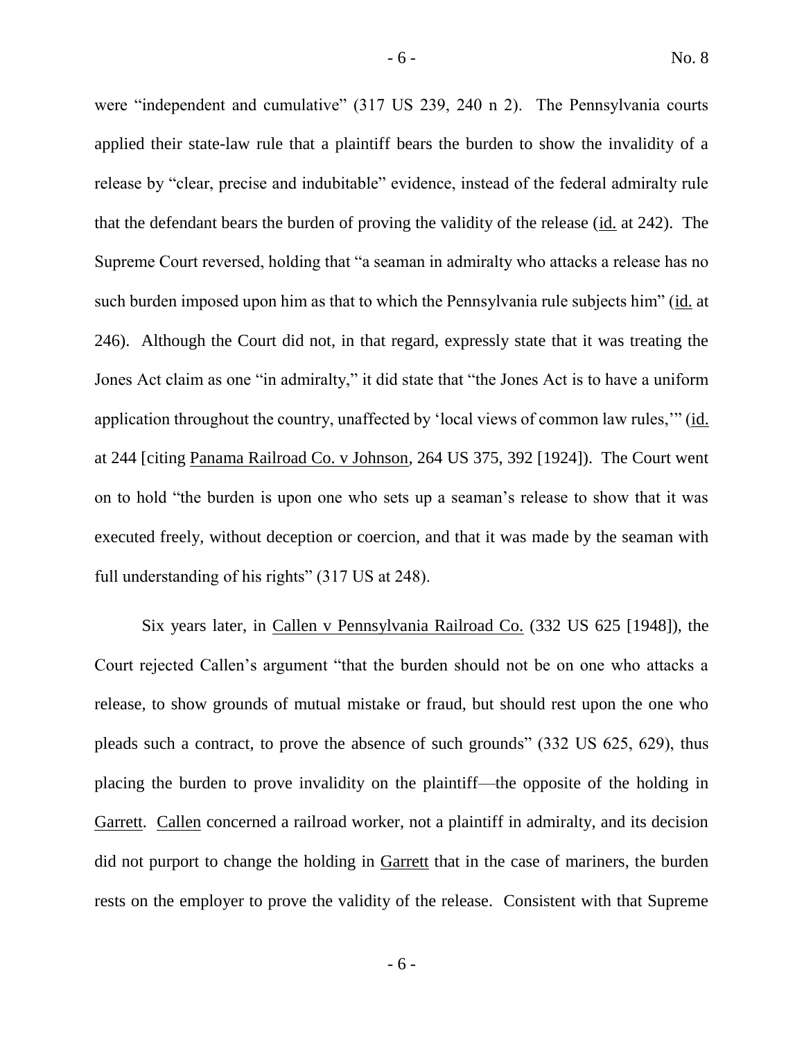were "independent and cumulative" (317 US 239, 240 n 2). The Pennsylvania courts applied their state-law rule that a plaintiff bears the burden to show the invalidity of a release by "clear, precise and indubitable" evidence, instead of the federal admiralty rule that the defendant bears the burden of proving the validity of the release (id. at 242). The Supreme Court reversed, holding that "a seaman in admiralty who attacks a release has no such burden imposed upon him as that to which the Pennsylvania rule subjects him" (id. at 246). Although the Court did not, in that regard, expressly state that it was treating the Jones Act claim as one "in admiralty," it did state that "the Jones Act is to have a uniform application throughout the country, unaffected by 'local views of common law rules,'" (id. at 244 [citing Panama Railroad Co. v Johnson, 264 US 375, 392 [1924]). The Court went on to hold "the burden is upon one who sets up a seaman's release to show that it was executed freely, without deception or coercion, and that it was made by the seaman with full understanding of his rights" (317 US at 248).

Six years later, in Callen v Pennsylvania Railroad Co. (332 US 625 [1948]), the Court rejected Callen's argument "that the burden should not be on one who attacks a release, to show grounds of mutual mistake or fraud, but should rest upon the one who pleads such a contract, to prove the absence of such grounds" (332 US 625, 629), thus placing the burden to prove invalidity on the plaintiff—the opposite of the holding in Garrett. Callen concerned a railroad worker, not a plaintiff in admiralty, and its decision did not purport to change the holding in Garrett that in the case of mariners, the burden rests on the employer to prove the validity of the release. Consistent with that Supreme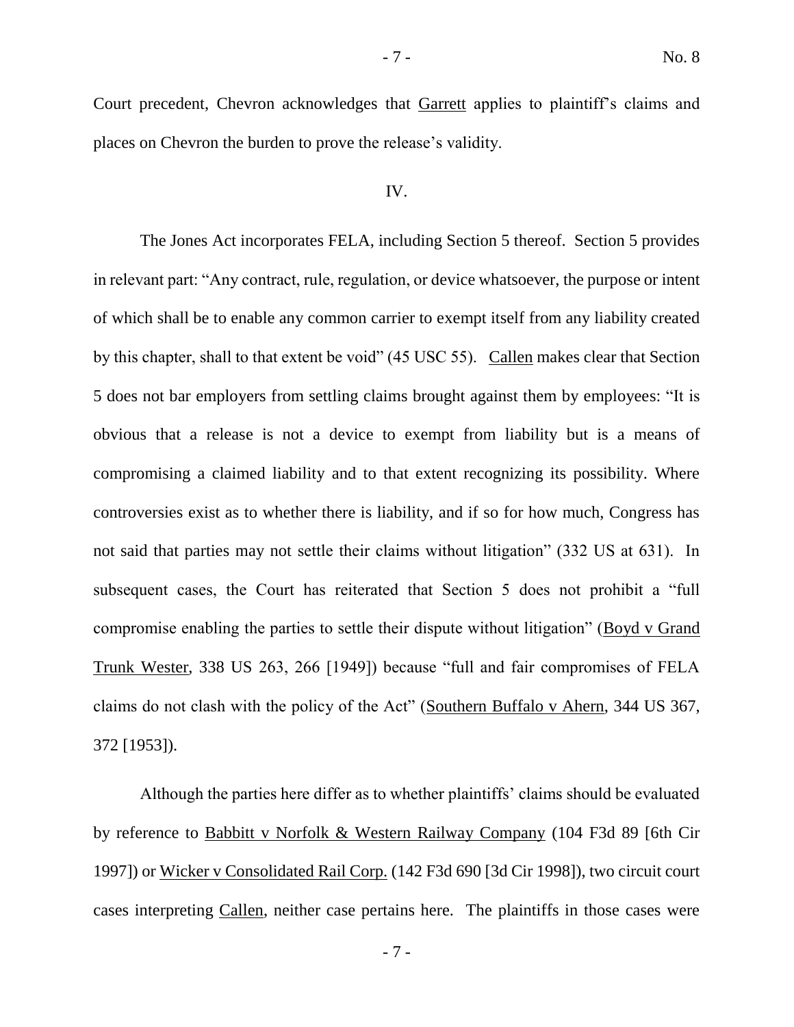Court precedent, Chevron acknowledges that Garrett applies to plaintiff's claims and places on Chevron the burden to prove the release's validity.

IV.

The Jones Act incorporates FELA, including Section 5 thereof. Section 5 provides in relevant part: "Any contract, rule, regulation, or device whatsoever, the purpose or intent of which shall be to enable any common carrier to exempt itself from any liability created by this chapter, shall to that extent be void" (45 USC 55). Callen makes clear that Section 5 does not bar employers from settling claims brought against them by employees: "It is obvious that a release is not a device to exempt from liability but is a means of compromising a claimed liability and to that extent recognizing its possibility. Where controversies exist as to whether there is liability, and if so for how much, Congress has not said that parties may not settle their claims without litigation" (332 US at 631). In subsequent cases, the Court has reiterated that Section 5 does not prohibit a "full compromise enabling the parties to settle their dispute without litigation" (Boyd v Grand Trunk Wester, 338 US 263, 266 [1949]) because "full and fair compromises of FELA claims do not clash with the policy of the Act" (Southern Buffalo v Ahern, 344 US 367, 372 [1953]).

Although the parties here differ as to whether plaintiffs' claims should be evaluated by reference to Babbitt v Norfolk & Western Railway Company (104 F3d 89 [6th Cir 1997]) or Wicker v Consolidated Rail Corp. (142 F3d 690 [3d Cir 1998]), two circuit court cases interpreting Callen, neither case pertains here. The plaintiffs in those cases were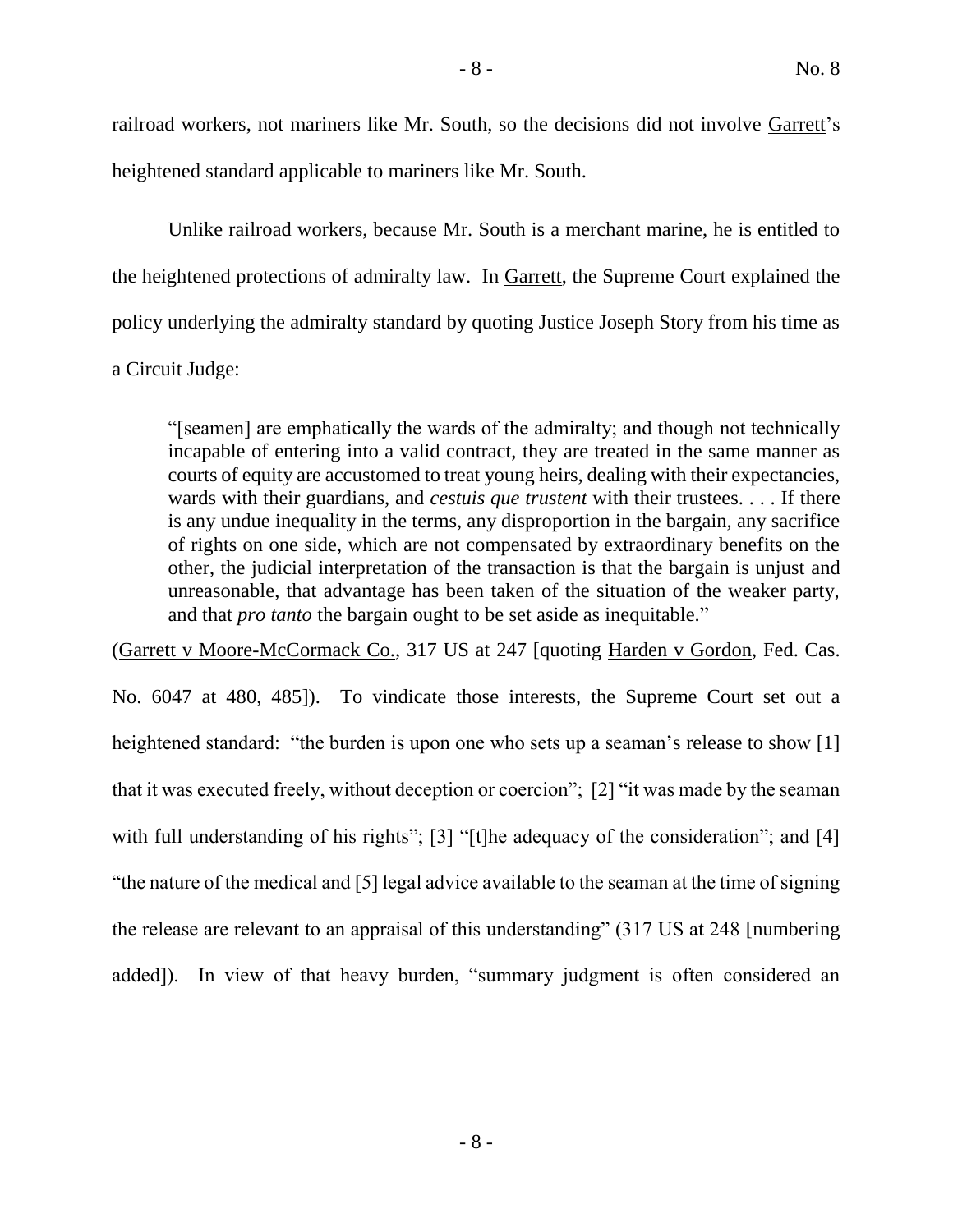railroad workers, not mariners like Mr. South, so the decisions did not involve Garrett's heightened standard applicable to mariners like Mr. South.

Unlike railroad workers, because Mr. South is a merchant marine, he is entitled to the heightened protections of admiralty law. In Garrett, the Supreme Court explained the policy underlying the admiralty standard by quoting Justice Joseph Story from his time as a Circuit Judge:

> "[seamen] are emphatically the wards of the admiralty; and though not technically incapable of entering into a valid contract, they are treated in the same manner as courts of equity are accustomed to treat young heirs, dealing with their expectancies, wards with their guardians, and *cestuis que trustent* with their trustees. . . . If there is any undue inequality in the terms, any disproportion in the bargain, any sacrifice of rights on one side, which are not compensated by extraordinary benefits on the other, the judicial interpretation of the transaction is that the bargain is unjust and unreasonable, that advantage has been taken of the situation of the weaker party, and that *pro tanto* the bargain ought to be set aside as inequitable."

(Garrett v Moore-McCormack Co., 317 US at 247 [quoting Harden v Gordon, Fed. Cas. No. 6047 at 480, 485]). To vindicate those interests, the Supreme Court set out a heightened standard: "the burden is upon one who sets up a seaman's release to show [1] that it was executed freely, without deception or coercion"; [2] "it was made by the seaman with full understanding of his rights"; [3] "[t]he adequacy of the consideration"; and [4] "the nature of the medical and [5] legal advice available to the seaman at the time of signing the release are relevant to an appraisal of this understanding" (317 US at 248 [numbering added]). In view of that heavy burden, "summary judgment is often considered an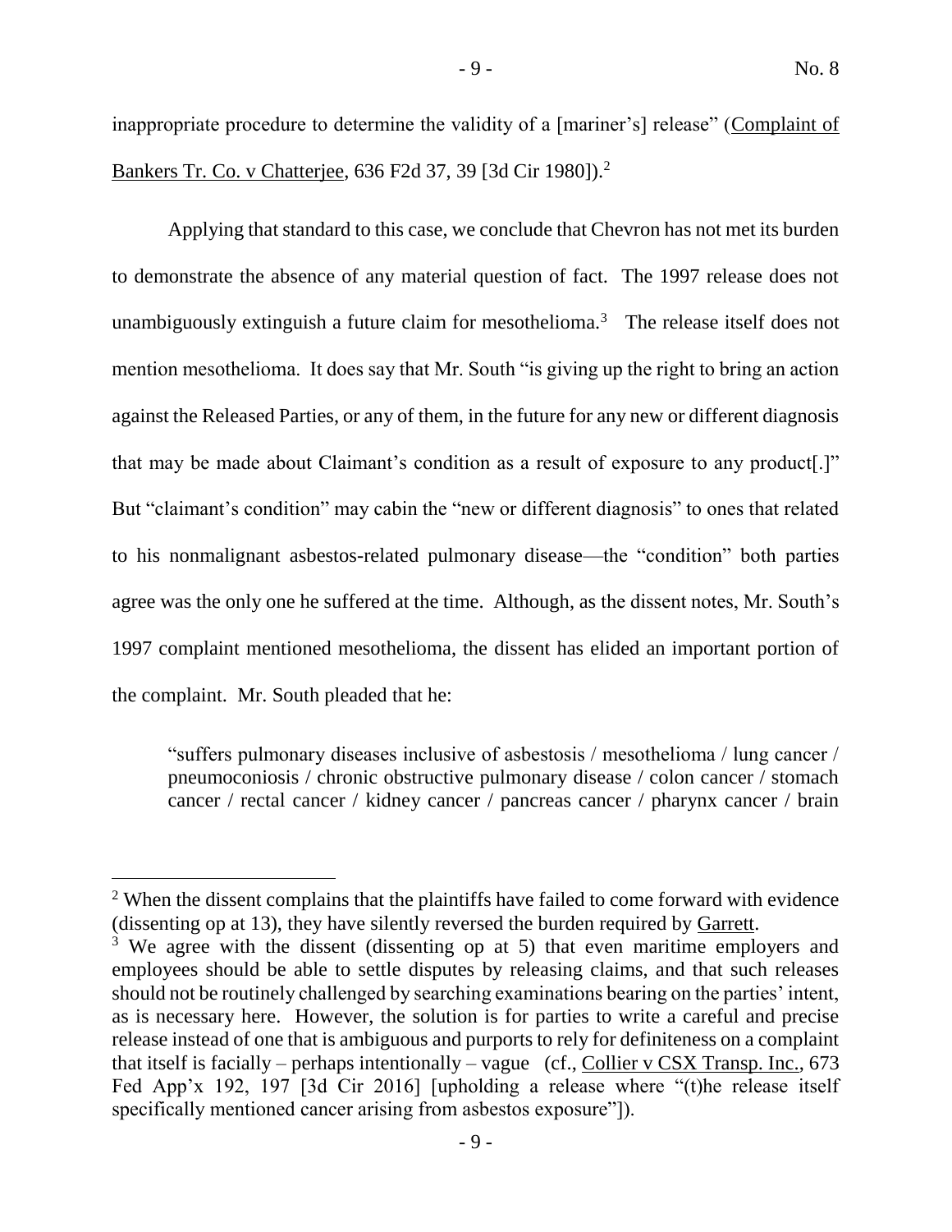inappropriate procedure to determine the validity of a [mariner's] release" (Complaint of Bankers Tr. Co. v Chatterjee, 636 F2d 37, 39 [3d Cir 1980]).[2]

Applying that standard to this case, we conclude that Chevron has not met its burden to demonstrate the absence of any material question of fact. The 1997 release does not unambiguously extinguish a future claim for mesothelioma.[3] The release itself does not mention mesothelioma. It does say that Mr. South "is giving up the right to bring an action against the Released Parties, or any of them, in the future for any new or different diagnosis that may be made about Claimant's condition as a result of exposure to any product[.]" But "claimant's condition" may cabin the "new or different diagnosis" to ones that related to his nonmalignant asbestos-related pulmonary disease—the "condition" both parties agree was the only one he suffered at the time. Although, as the dissent notes, Mr. South's 1997 complaint mentioned mesothelioma, the dissent has elided an important portion of the complaint. Mr. South pleaded that he:

> "suffers pulmonary diseases inclusive of asbestosis / mesothelioma / lung cancer / pneumoconiosis / chronic obstructive pulmonary disease / colon cancer / stomach cancer / rectal cancer / kidney cancer / pancreas cancer / pharynx cancer / brain

---

[2] When the dissent complains that the plaintiffs have failed to come forward with evidence (dissenting op at 13), they have silently reversed the burden required by Garrett.

[3] We agree with the dissent (dissenting op at 5) that even maritime employers and employees should be able to settle disputes by releasing claims, and that such releases should not be routinely challenged by searching examinations bearing on the parties' intent, as is necessary here. However, the solution is for parties to write a careful and precise release instead of one that is ambiguous and purports to rely for definiteness on a complaint that itself is facially – perhaps intentionally – vague (cf., Collier v CSX Transp. Inc., 673 Fed App'x 192, 197 [3d Cir 2016] [upholding a release where "(t)he release itself specifically mentioned cancer arising from asbestos exposure"]).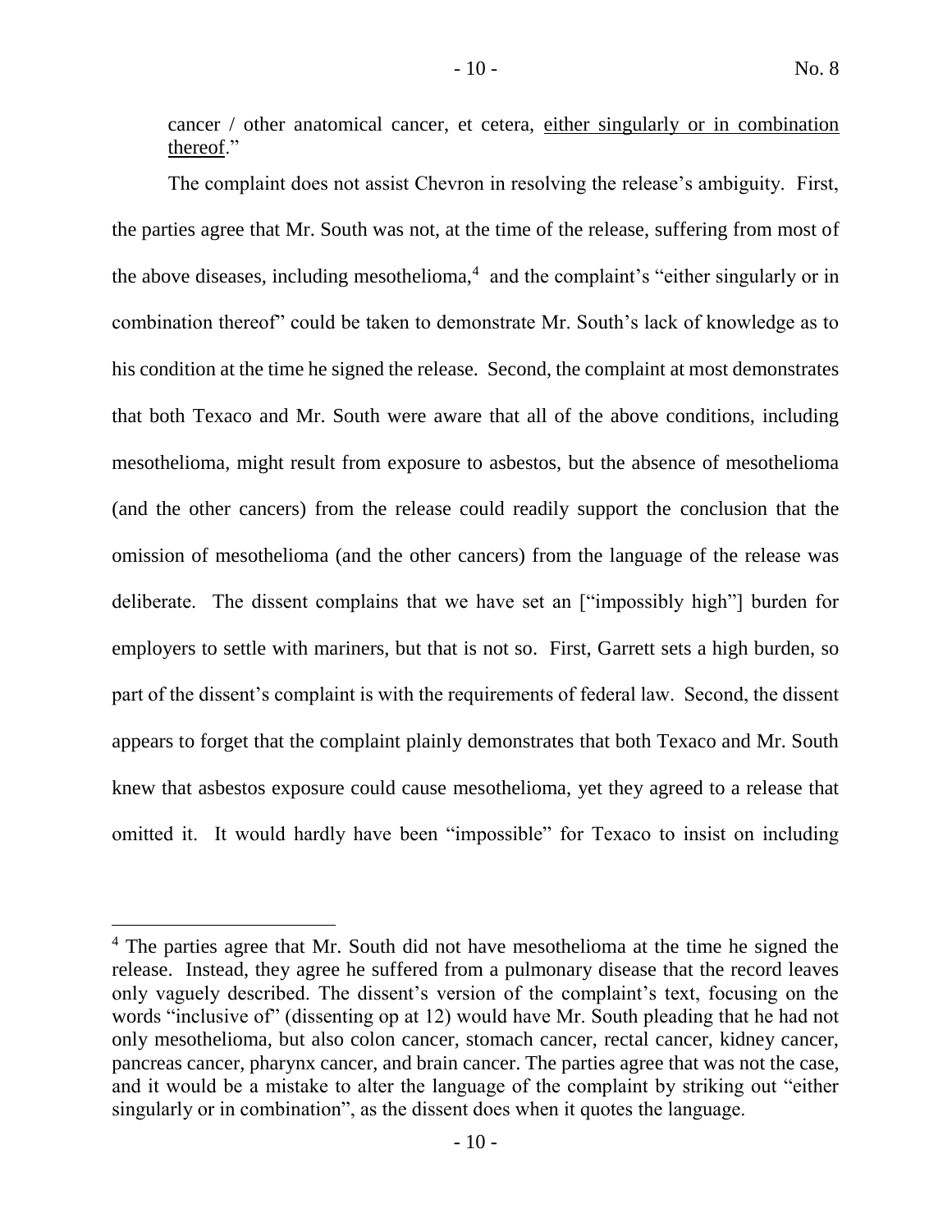cancer / other anatomical cancer, et cetera, <u>either singularly or in combination thereof</u>."

The complaint does not assist Chevron in resolving the release's ambiguity. First, the parties agree that Mr. South was not, at the time of the release, suffering from most of the above diseases, including mesothelioma,[4] and the complaint's "either singularly or in combination thereof" could be taken to demonstrate Mr. South's lack of knowledge as to his condition at the time he signed the release. Second, the complaint at most demonstrates that both Texaco and Mr. South were aware that all of the above conditions, including mesothelioma, might result from exposure to asbestos, but the absence of mesothelioma (and the other cancers) from the release could readily support the conclusion that the omission of mesothelioma (and the other cancers) from the language of the release was deliberate. The dissent complains that we have set an ["impossibly high"] burden for employers to settle with mariners, but that is not so. First, Garrett sets a high burden, so part of the dissent's complaint is with the requirements of federal law. Second, the dissent appears to forget that the complaint plainly demonstrates that both Texaco and Mr. South knew that asbestos exposure could cause mesothelioma, yet they agreed to a release that omitted it. It would hardly have been "impossible" for Texaco to insist on including

[4] The parties agree that Mr. South did not have mesothelioma at the time he signed the release. Instead, they agree he suffered from a pulmonary disease that the record leaves only vaguely described. The dissent's version of the complaint's text, focusing on the words "inclusive of" (dissenting op at 12) would have Mr. South pleading that he had not only mesothelioma, but also colon cancer, stomach cancer, rectal cancer, kidney cancer, pancreas cancer, pharynx cancer, and brain cancer. The parties agree that was not the case, and it would be a mistake to alter the language of the complaint by striking out "either singularly or in combination", as the dissent does when it quotes the language.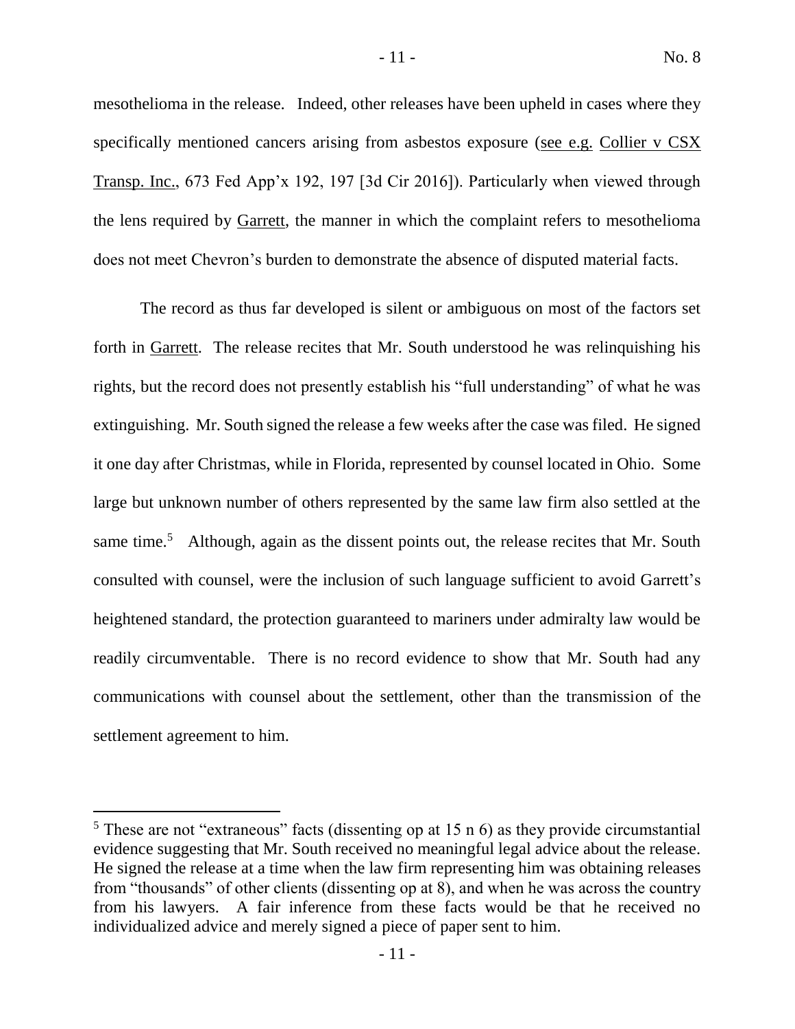mesothelioma in the release. Indeed, other releases have been upheld in cases where they specifically mentioned cancers arising from asbestos exposure (see e.g. Collier v CSX Transp. Inc., 673 Fed App'x 192, 197 [3d Cir 2016]). Particularly when viewed through the lens required by Garrett, the manner in which the complaint refers to mesothelioma does not meet Chevron's burden to demonstrate the absence of disputed material facts.

The record as thus far developed is silent or ambiguous on most of the factors set forth in Garrett. The release recites that Mr. South understood he was relinquishing his rights, but the record does not presently establish his "full understanding" of what he was extinguishing. Mr. South signed the release a few weeks after the case was filed. He signed it one day after Christmas, while in Florida, represented by counsel located in Ohio. Some large but unknown number of others represented by the same law firm also settled at the same time.[5] Although, again as the dissent points out, the release recites that Mr. South consulted with counsel, were the inclusion of such language sufficient to avoid Garrett's heightened standard, the protection guaranteed to mariners under admiralty law would be readily circumventable. There is no record evidence to show that Mr. South had any communications with counsel about the settlement, other than the transmission of the settlement agreement to him.

---

[5] These are not "extraneous" facts (dissenting op at 15 n 6) as they provide circumstantial evidence suggesting that Mr. South received no meaningful legal advice about the release. He signed the release at a time when the law firm representing him was obtaining releases from "thousands" of other clients (dissenting op at 8), and when he was across the country from his lawyers. A fair inference from these facts would be that he received no individualized advice and merely signed a piece of paper sent to him.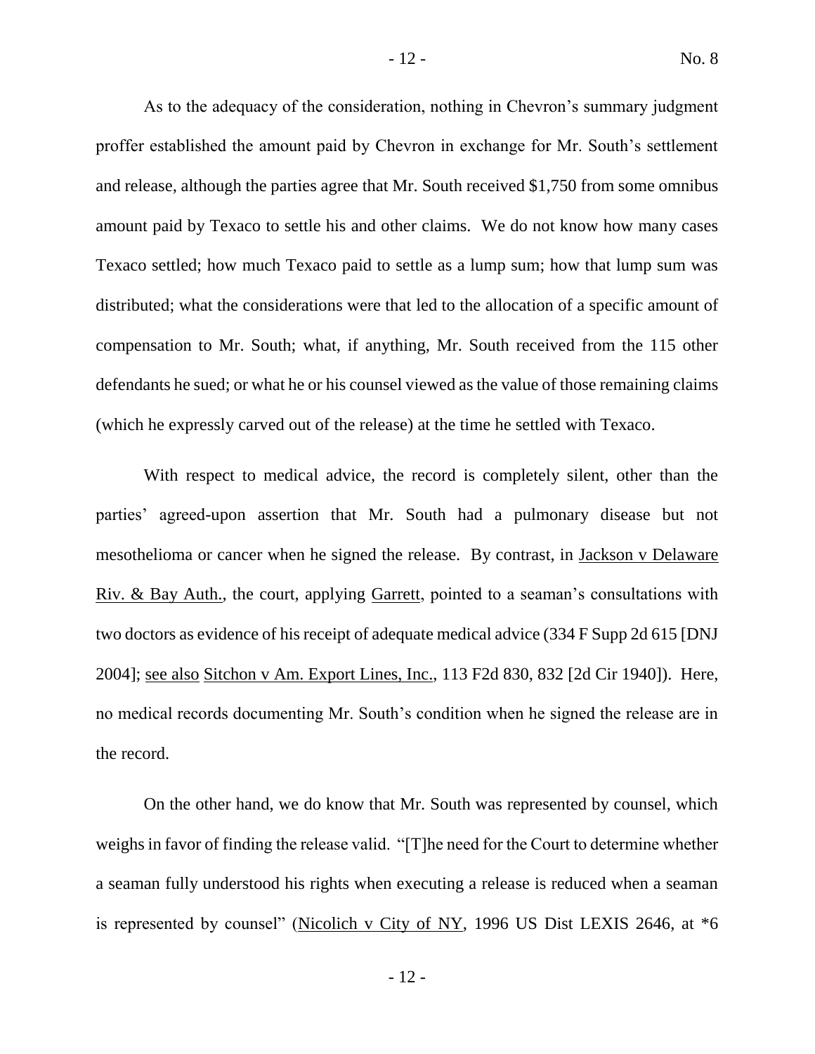As to the adequacy of the consideration, nothing in Chevron's summary judgment proffer established the amount paid by Chevron in exchange for Mr. South's settlement and release, although the parties agree that Mr. South received $1,750 from some omnibus amount paid by Texaco to settle his and other claims. We do not know how many cases Texaco settled; how much Texaco paid to settle as a lump sum; how that lump sum was distributed; what the considerations were that led to the allocation of a specific amount of compensation to Mr. South; what, if anything, Mr. South received from the 115 other defendants he sued; or what he or his counsel viewed as the value of those remaining claims (which he expressly carved out of the release) at the time he settled with Texaco.

With respect to medical advice, the record is completely silent, other than the parties' agreed-upon assertion that Mr. South had a pulmonary disease but not mesothelioma or cancer when he signed the release. By contrast, in Jackson v Delaware Riv. & Bay Auth., the court, applying Garrett, pointed to a seaman's consultations with two doctors as evidence of his receipt of adequate medical advice (334 F Supp 2d 615 [DNJ 2004]; see also Sitchon v Am. Export Lines, Inc., 113 F2d 830, 832 [2d Cir 1940]). Here, no medical records documenting Mr. South's condition when he signed the release are in the record.

On the other hand, we do know that Mr. South was represented by counsel, which weighs in favor of finding the release valid. "[T]he need for the Court to determine whether a seaman fully understood his rights when executing a release is reduced when a seaman is represented by counsel" (Nicolich v City of NY, 1996 US Dist LEXIS 2646, at *6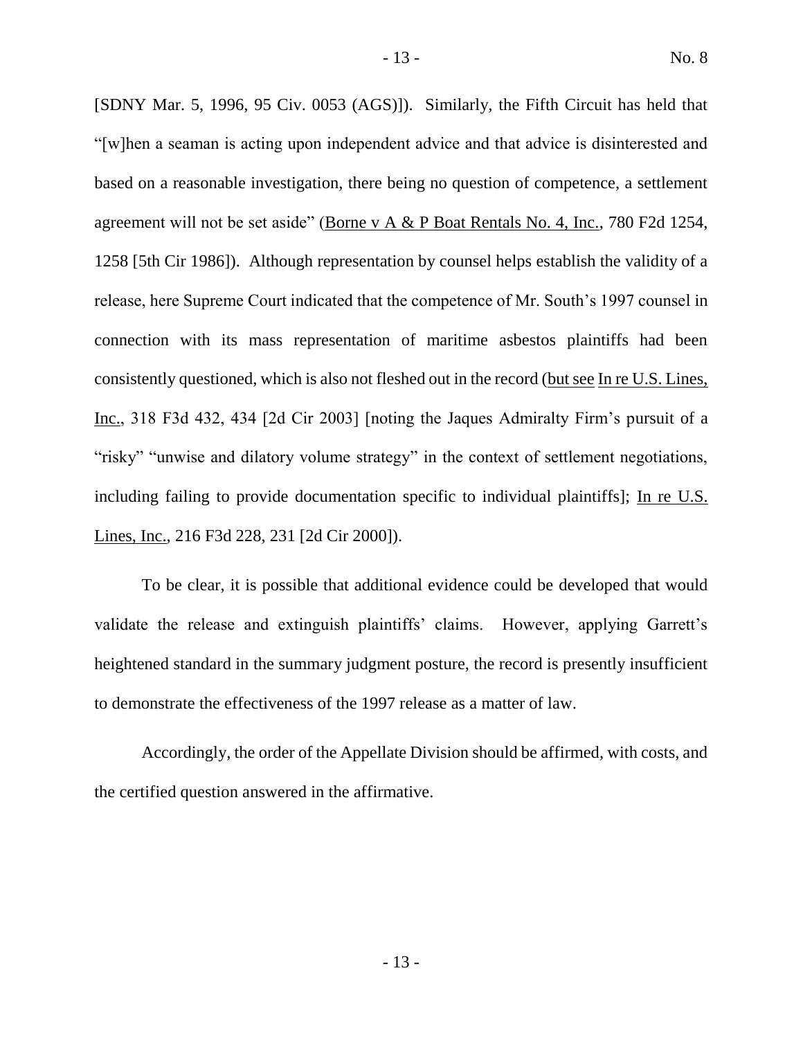[SDNY Mar. 5, 1996, 95 Civ. 0053 (AGS)]). Similarly, the Fifth Circuit has held that "[w]hen a seaman is acting upon independent advice and that advice is disinterested and based on a reasonable investigation, there being no question of competence, a settlement agreement will not be set aside" (Borne v A & P Boat Rentals No. 4, Inc., 780 F2d 1254, 1258 [5th Cir 1986]). Although representation by counsel helps establish the validity of a release, here Supreme Court indicated that the competence of Mr. South's 1997 counsel in connection with its mass representation of maritime asbestos plaintiffs had been consistently questioned, which is also not fleshed out in the record (but see In re U.S. Lines, Inc., 318 F3d 432, 434 [2d Cir 2003] [noting the Jaques Admiralty Firm's pursuit of a "risky" "unwise and dilatory volume strategy" in the context of settlement negotiations, including failing to provide documentation specific to individual plaintiffs]; In re U.S. Lines, Inc., 216 F3d 228, 231 [2d Cir 2000]).

To be clear, it is possible that additional evidence could be developed that would validate the release and extinguish plaintiffs' claims. However, applying Garrett's heightened standard in the summary judgment posture, the record is presently insufficient to demonstrate the effectiveness of the 1997 release as a matter of law.

Accordingly, the order of the Appellate Division should be affirmed, with costs, and the certified question answered in the affirmative.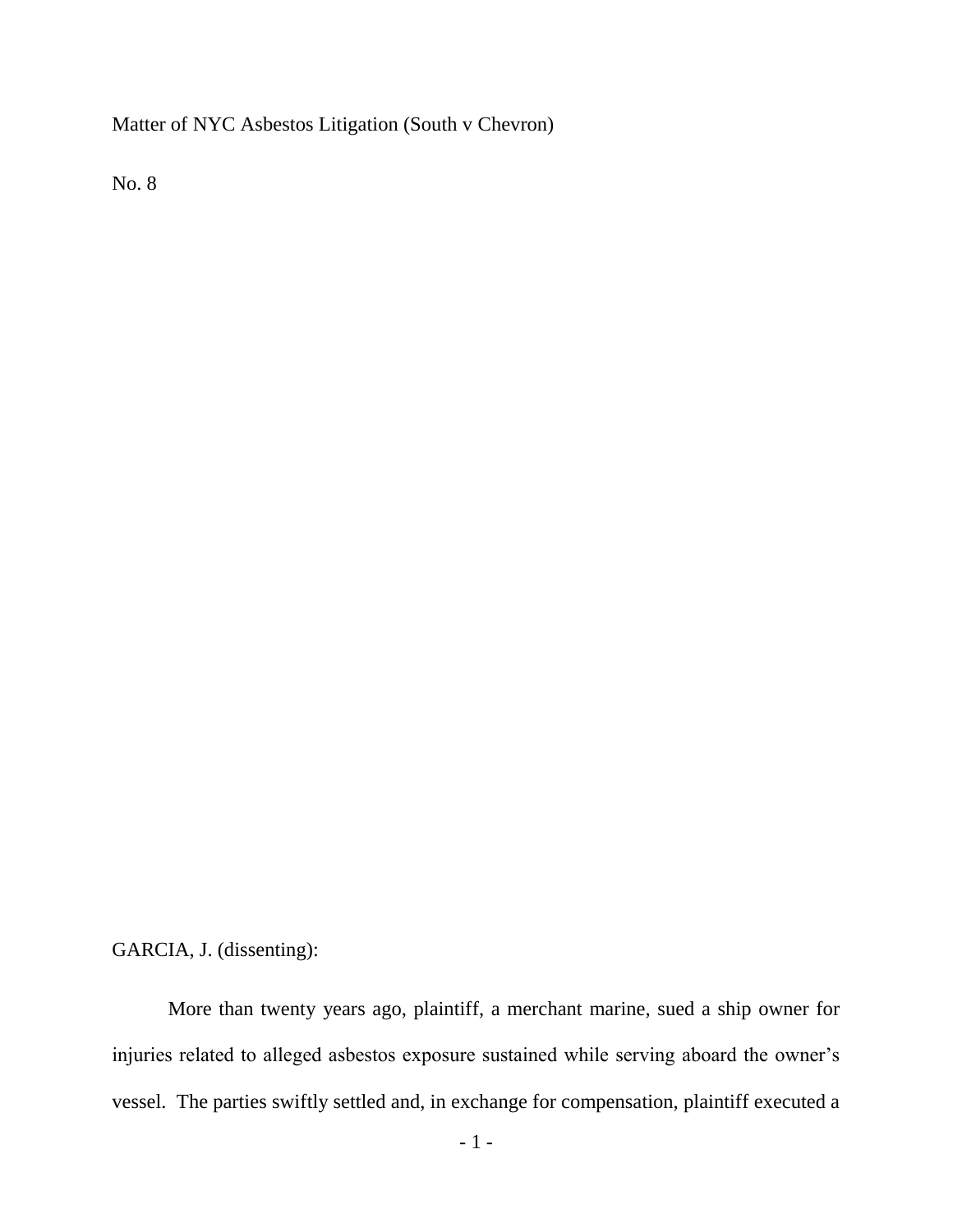Matter of NYC Asbestos Litigation (South v Chevron)

No. 8

GARCIA, J. (dissenting):

More than twenty years ago, plaintiff, a merchant marine, sued a ship owner for injuries related to alleged asbestos exposure sustained while serving aboard the owner's vessel. The parties swiftly settled and, in exchange for compensation, plaintiff executed a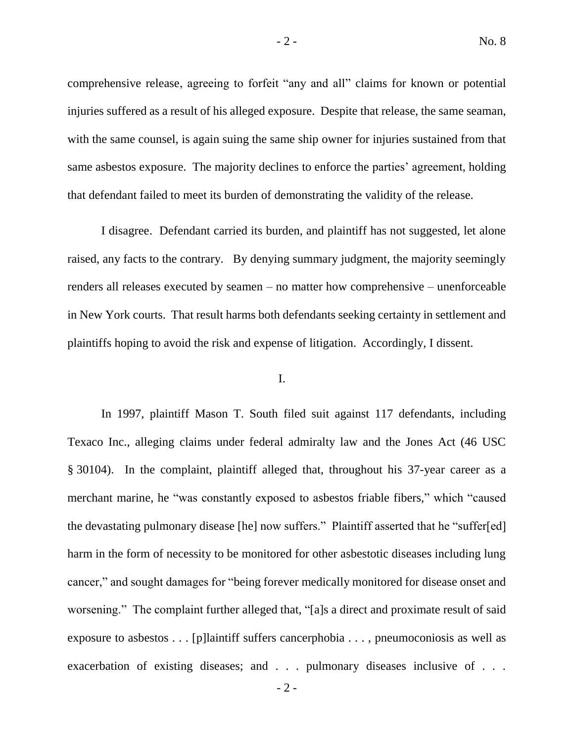comprehensive release, agreeing to forfeit "any and all" claims for known or potential injuries suffered as a result of his alleged exposure. Despite that release, the same seaman, with the same counsel, is again suing the same ship owner for injuries sustained from that same asbestos exposure. The majority declines to enforce the parties' agreement, holding that defendant failed to meet its burden of demonstrating the validity of the release.

I disagree. Defendant carried its burden, and plaintiff has not suggested, let alone raised, any facts to the contrary. By denying summary judgment, the majority seemingly renders all releases executed by seamen – no matter how comprehensive – unenforceable in New York courts. That result harms both defendants seeking certainty in settlement and plaintiffs hoping to avoid the risk and expense of litigation. Accordingly, I dissent.

I.

In 1997, plaintiff Mason T. South filed suit against 117 defendants, including Texaco Inc., alleging claims under federal admiralty law and the Jones Act (46 USC § 30104). In the complaint, plaintiff alleged that, throughout his 37-year career as a merchant marine, he "was constantly exposed to asbestos friable fibers," which "caused the devastating pulmonary disease [he] now suffers." Plaintiff asserted that he "suffer[ed] harm in the form of necessity to be monitored for other asbestotic diseases including lung cancer," and sought damages for "being forever medically monitored for disease onset and worsening." The complaint further alleged that, "[a]s a direct and proximate result of said exposure to asbestos . . . [p]laintiff suffers cancerphobia . . . , pneumoconiosis as well as exacerbation of existing diseases; and . . . pulmonary diseases inclusive of . . .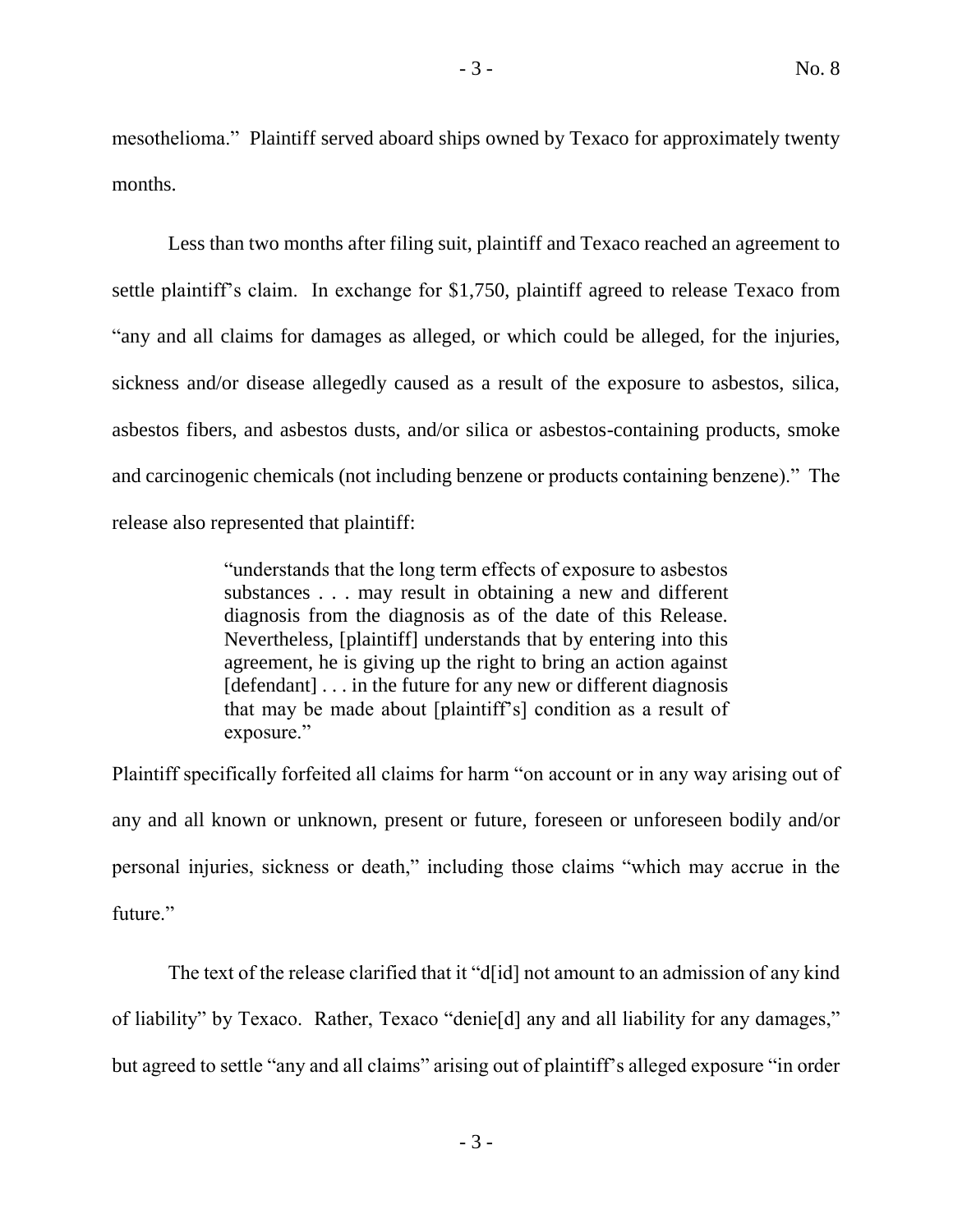mesothelioma." Plaintiff served aboard ships owned by Texaco for approximately twenty months.

Less than two months after filing suit, plaintiff and Texaco reached an agreement to settle plaintiff's claim. In exchange for $1,750, plaintiff agreed to release Texaco from "any and all claims for damages as alleged, or which could be alleged, for the injuries, sickness and/or disease allegedly caused as a result of the exposure to asbestos, silica, asbestos fibers, and asbestos dusts, and/or silica or asbestos-containing products, smoke and carcinogenic chemicals (not including benzene or products containing benzene)." The release also represented that plaintiff:

> "understands that the long term effects of exposure to asbestos substances . . . may result in obtaining a new and different diagnosis from the diagnosis as of the date of this Release. Nevertheless, [plaintiff] understands that by entering into this agreement, he is giving up the right to bring an action against [defendant] . . . in the future for any new or different diagnosis that may be made about [plaintiff's] condition as a result of exposure."

Plaintiff specifically forfeited all claims for harm "on account or in any way arising out of any and all known or unknown, present or future, foreseen or unforeseen bodily and/or personal injuries, sickness or death," including those claims "which may accrue in the future."

The text of the release clarified that it "d[id] not amount to an admission of any kind of liability" by Texaco. Rather, Texaco "denie[d] any and all liability for any damages," but agreed to settle "any and all claims" arising out of plaintiff's alleged exposure "in order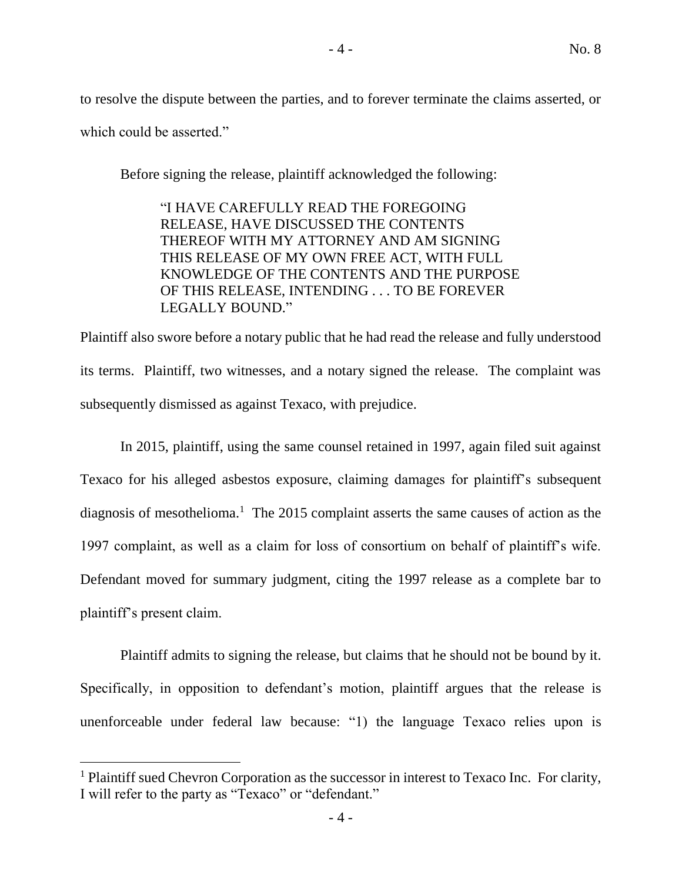to resolve the dispute between the parties, and to forever terminate the claims asserted, or which could be asserted."

Before signing the release, plaintiff acknowledged the following:

> "I HAVE CAREFULLY READ THE FOREGOING RELEASE, HAVE DISCUSSED THE CONTENTS THEREOF WITH MY ATTORNEY AND AM SIGNING THIS RELEASE OF MY OWN FREE ACT, WITH FULL KNOWLEDGE OF THE CONTENTS AND THE PURPOSE OF THIS RELEASE, INTENDING . . . TO BE FOREVER LEGALLY BOUND."

Plaintiff also swore before a notary public that he had read the release and fully understood its terms. Plaintiff, two witnesses, and a notary signed the release. The complaint was subsequently dismissed as against Texaco, with prejudice.

In 2015, plaintiff, using the same counsel retained in 1997, again filed suit against Texaco for his alleged asbestos exposure, claiming damages for plaintiff's subsequent diagnosis of mesothelioma.[1] The 2015 complaint asserts the same causes of action as the 1997 complaint, as well as a claim for loss of consortium on behalf of plaintiff's wife. Defendant moved for summary judgment, citing the 1997 release as a complete bar to plaintiff's present claim.

Plaintiff admits to signing the release, but claims that he should not be bound by it. Specifically, in opposition to defendant's motion, plaintiff argues that the release is unenforceable under federal law because: "1) the language Texaco relies upon is

---

[1] Plaintiff sued Chevron Corporation as the successor in interest to Texaco Inc. For clarity, I will refer to the party as "Texaco" or "defendant."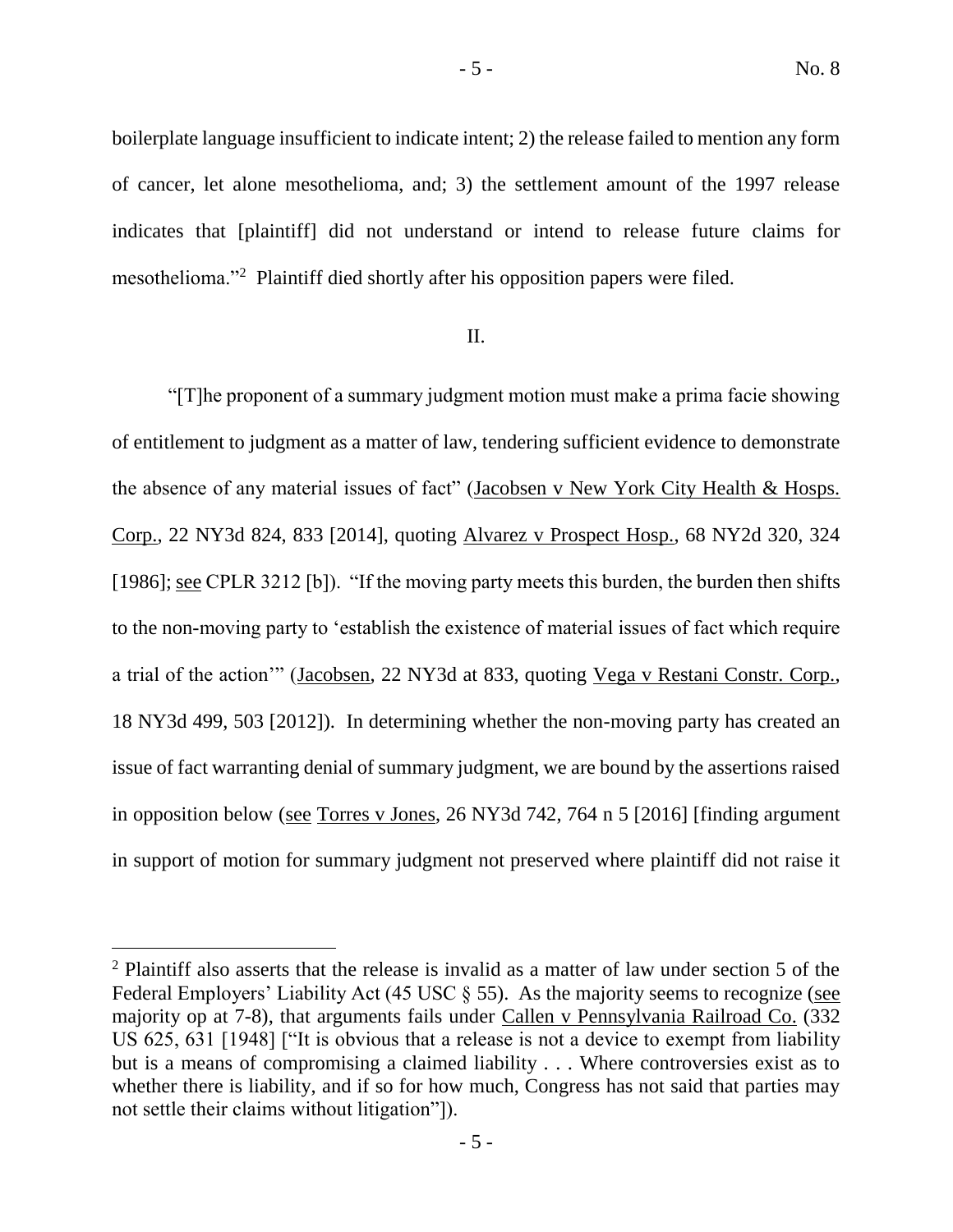boilerplate language insufficient to indicate intent; 2) the release failed to mention any form of cancer, let alone mesothelioma, and; 3) the settlement amount of the 1997 release indicates that [plaintiff] did not understand or intend to release future claims for mesothelioma."[2] Plaintiff died shortly after his opposition papers were filed.

## II.

"[T]he proponent of a summary judgment motion must make a prima facie showing of entitlement to judgment as a matter of law, tendering sufficient evidence to demonstrate the absence of any material issues of fact" (Jacobsen v New York City Health & Hosps. Corp., 22 NY3d 824, 833 [2014], quoting Alvarez v Prospect Hosp., 68 NY2d 320, 324 [1986]; see CPLR 3212 [b]). "If the moving party meets this burden, the burden then shifts to the non-moving party to 'establish the existence of material issues of fact which require a trial of the action'" (Jacobsen, 22 NY3d at 833, quoting Vega v Restani Constr. Corp., 18 NY3d 499, 503 [2012]). In determining whether the non-moving party has created an issue of fact warranting denial of summary judgment, we are bound by the assertions raised in opposition below (see Torres v Jones, 26 NY3d 742, 764 n 5 [2016] [finding argument in support of motion for summary judgment not preserved where plaintiff did not raise it

[2] Plaintiff also asserts that the release is invalid as a matter of law under section 5 of the Federal Employers' Liability Act (45 USC § 55). As the majority seems to recognize (see majority op at 7-8), that arguments fails under Callen v Pennsylvania Railroad Co. (332 US 625, 631 [1948] ["It is obvious that a release is not a device to exempt from liability but is a means of compromising a claimed liability . . . Where controversies exist as to whether there is liability, and if so for how much, Congress has not said that parties may not settle their claims without litigation"]).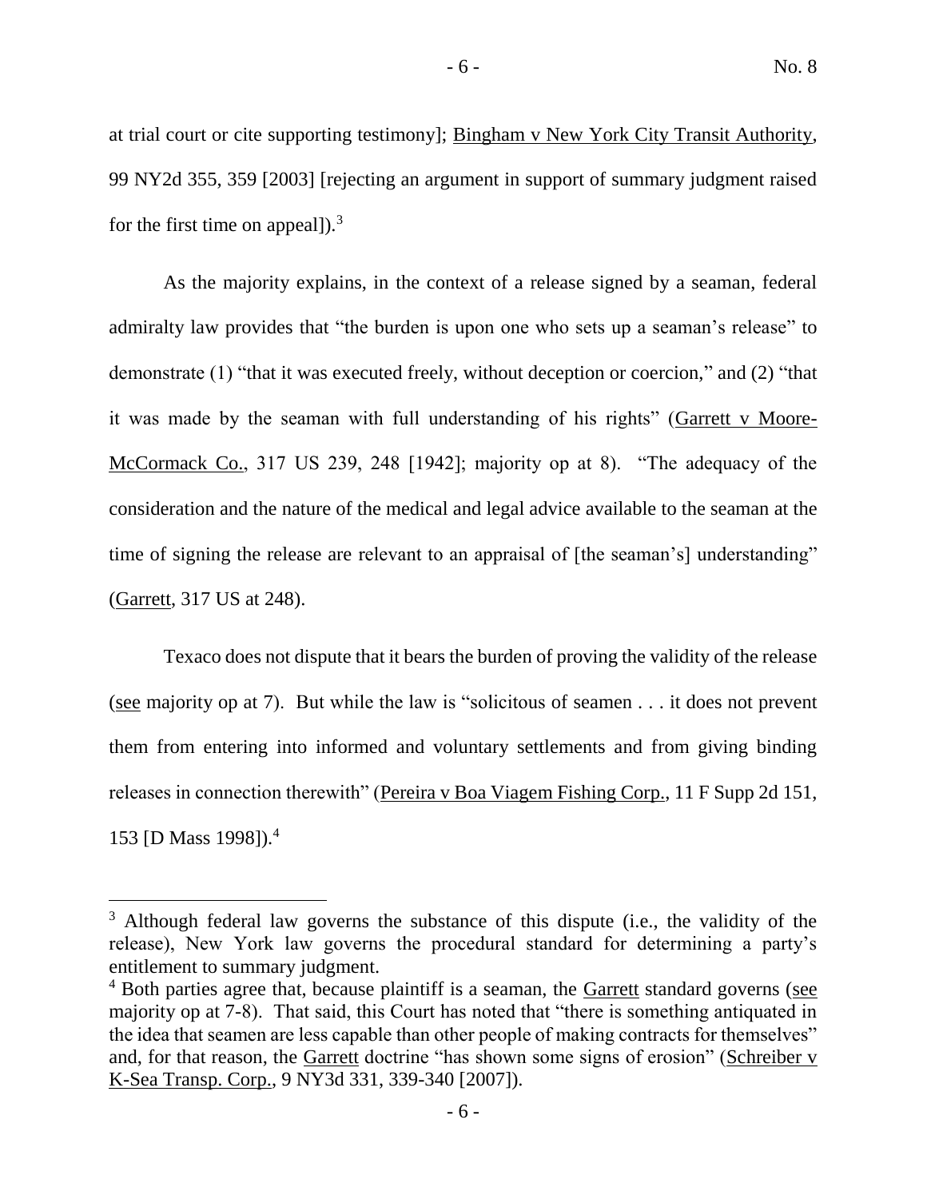at trial court or cite supporting testimony]; Bingham v New York City Transit Authority, 99 NY2d 355, 359 [2003] [rejecting an argument in support of summary judgment raised for the first time on appeal]).[3]

As the majority explains, in the context of a release signed by a seaman, federal admiralty law provides that "the burden is upon one who sets up a seaman's release" to demonstrate (1) "that it was executed freely, without deception or coercion," and (2) "that it was made by the seaman with full understanding of his rights" (Garrett v Moore-McCormack Co., 317 US 239, 248 [1942]; majority op at 8). "The adequacy of the consideration and the nature of the medical and legal advice available to the seaman at the time of signing the release are relevant to an appraisal of [the seaman's] understanding" (Garrett, 317 US at 248).

Texaco does not dispute that it bears the burden of proving the validity of the release (see majority op at 7). But while the law is "solicitous of seamen . . . it does not prevent them from entering into informed and voluntary settlements and from giving binding releases in connection therewith" (Pereira v Boa Viagem Fishing Corp., 11 F Supp 2d 151, 153 [D Mass 1998]).[4]

---

[3] Although federal law governs the substance of this dispute (i.e., the validity of the release), New York law governs the procedural standard for determining a party's entitlement to summary judgment.

[4] Both parties agree that, because plaintiff is a seaman, the Garrett standard governs (see majority op at 7-8). That said, this Court has noted that "there is something antiquated in the idea that seamen are less capable than other people of making contracts for themselves" and, for that reason, the Garrett doctrine "has shown some signs of erosion" (Schreiber v K-Sea Transp. Corp., 9 NY3d 331, 339-340 [2007]).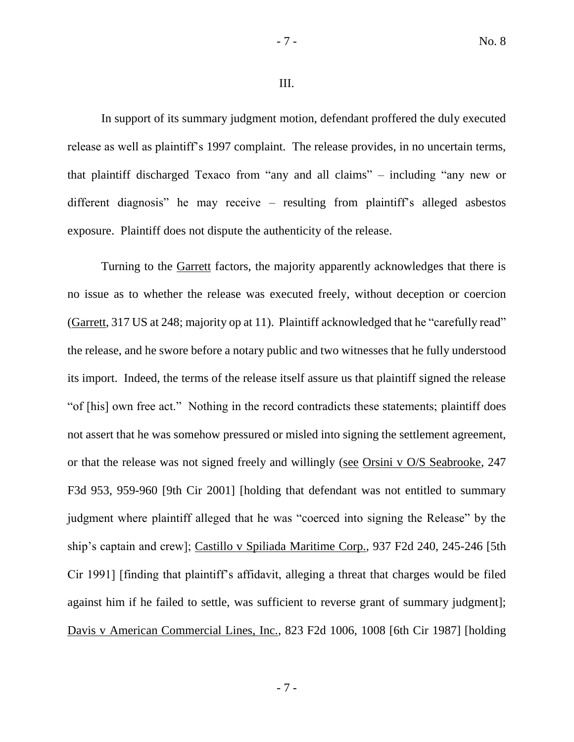III.

In support of its summary judgment motion, defendant proffered the duly executed release as well as plaintiff's 1997 complaint. The release provides, in no uncertain terms, that plaintiff discharged Texaco from "any and all claims" – including "any new or different diagnosis" he may receive – resulting from plaintiff's alleged asbestos exposure. Plaintiff does not dispute the authenticity of the release.

Turning to the Garrett factors, the majority apparently acknowledges that there is no issue as to whether the release was executed freely, without deception or coercion (Garrett, 317 US at 248; majority op at 11). Plaintiff acknowledged that he "carefully read" the release, and he swore before a notary public and two witnesses that he fully understood its import. Indeed, the terms of the release itself assure us that plaintiff signed the release "of [his] own free act." Nothing in the record contradicts these statements; plaintiff does not assert that he was somehow pressured or misled into signing the settlement agreement, or that the release was not signed freely and willingly (see Orsini v O/S Seabrooke, 247 F3d 953, 959-960 [9th Cir 2001] [holding that defendant was not entitled to summary judgment where plaintiff alleged that he was "coerced into signing the Release" by the ship's captain and crew]; Castillo v Spiliada Maritime Corp., 937 F2d 240, 245-246 [5th Cir 1991] [finding that plaintiff's affidavit, alleging a threat that charges would be filed against him if he failed to settle, was sufficient to reverse grant of summary judgment]; Davis v American Commercial Lines, Inc., 823 F2d 1006, 1008 [6th Cir 1987] [holding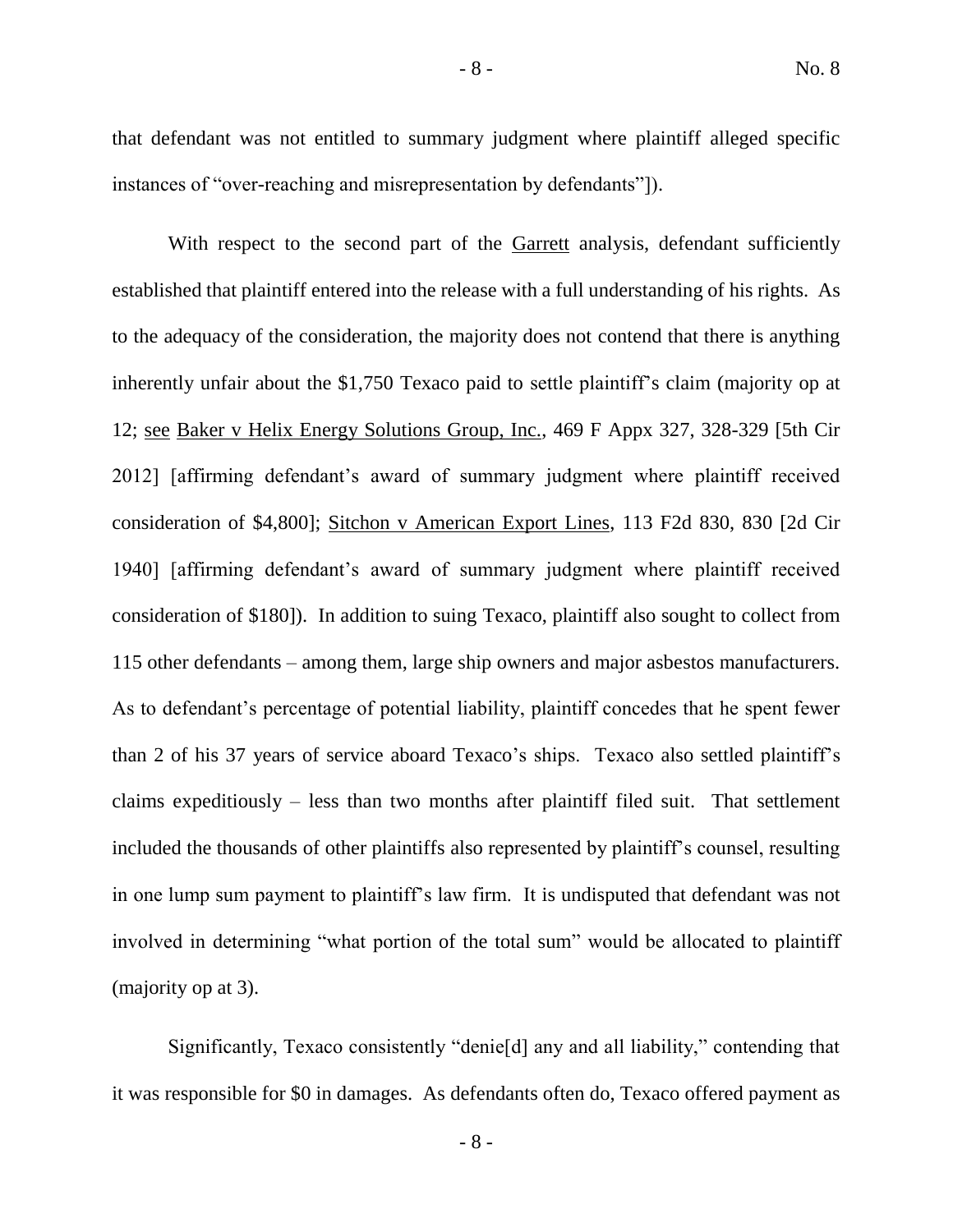that defendant was not entitled to summary judgment where plaintiff alleged specific instances of "over-reaching and misrepresentation by defendants"]).

With respect to the second part of the Garrett analysis, defendant sufficiently established that plaintiff entered into the release with a full understanding of his rights. As to the adequacy of the consideration, the majority does not contend that there is anything inherently unfair about the $1,750 Texaco paid to settle plaintiff's claim (majority op at 12; see Baker v Helix Energy Solutions Group, Inc., 469 F Appx 327, 328-329 [5th Cir 2012] [affirming defendant's award of summary judgment where plaintiff received consideration of $4,800]; Sitchon v American Export Lines, 113 F2d 830, 830 [2d Cir 1940] [affirming defendant's award of summary judgment where plaintiff received consideration of $180]). In addition to suing Texaco, plaintiff also sought to collect from 115 other defendants – among them, large ship owners and major asbestos manufacturers. As to defendant's percentage of potential liability, plaintiff concedes that he spent fewer than 2 of his 37 years of service aboard Texaco's ships. Texaco also settled plaintiff's claims expeditiously – less than two months after plaintiff filed suit. That settlement included the thousands of other plaintiffs also represented by plaintiff's counsel, resulting in one lump sum payment to plaintiff's law firm. It is undisputed that defendant was not involved in determining "what portion of the total sum" would be allocated to plaintiff (majority op at 3).

Significantly, Texaco consistently "denie[d] any and all liability," contending that it was responsible for $0 in damages. As defendants often do, Texaco offered payment as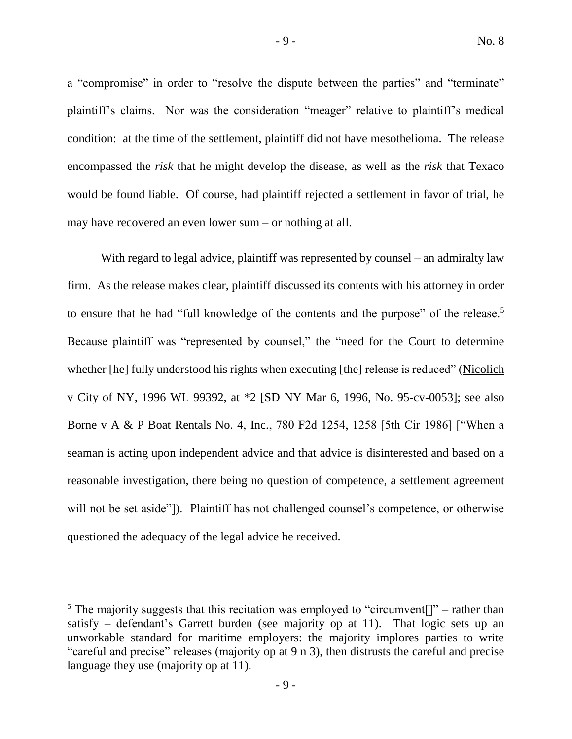a "compromise" in order to "resolve the dispute between the parties" and "terminate" plaintiff's claims. Nor was the consideration "meager" relative to plaintiff's medical condition: at the time of the settlement, plaintiff did not have mesothelioma. The release encompassed the *risk* that he might develop the disease, as well as the *risk* that Texaco would be found liable. Of course, had plaintiff rejected a settlement in favor of trial, he may have recovered an even lower sum – or nothing at all.

With regard to legal advice, plaintiff was represented by counsel – an admiralty law firm. As the release makes clear, plaintiff discussed its contents with his attorney in order to ensure that he had "full knowledge of the contents and the purpose" of the release.[5] Because plaintiff was "represented by counsel," the "need for the Court to determine whether [he] fully understood his rights when executing [the] release is reduced" (Nicolich v City of NY, 1996 WL 99392, at *2 [SD NY Mar 6, 1996, No. 95-cv-0053]; see also Borne v A & P Boat Rentals No. 4, Inc., 780 F2d 1254, 1258 [5th Cir 1986] ["When a seaman is acting upon independent advice and that advice is disinterested and based on a reasonable investigation, there being no question of competence, a settlement agreement will not be set aside"]). Plaintiff has not challenged counsel's competence, or otherwise questioned the adequacy of the legal advice he received.

---

[5] The majority suggests that this recitation was employed to "circumvent[]" – rather than satisfy – defendant's Garrett burden (see majority op at 11). That logic sets up an unworkable standard for maritime employers: the majority implores parties to write "careful and precise" releases (majority op at 9 n 3), then distrusts the careful and precise language they use (majority op at 11).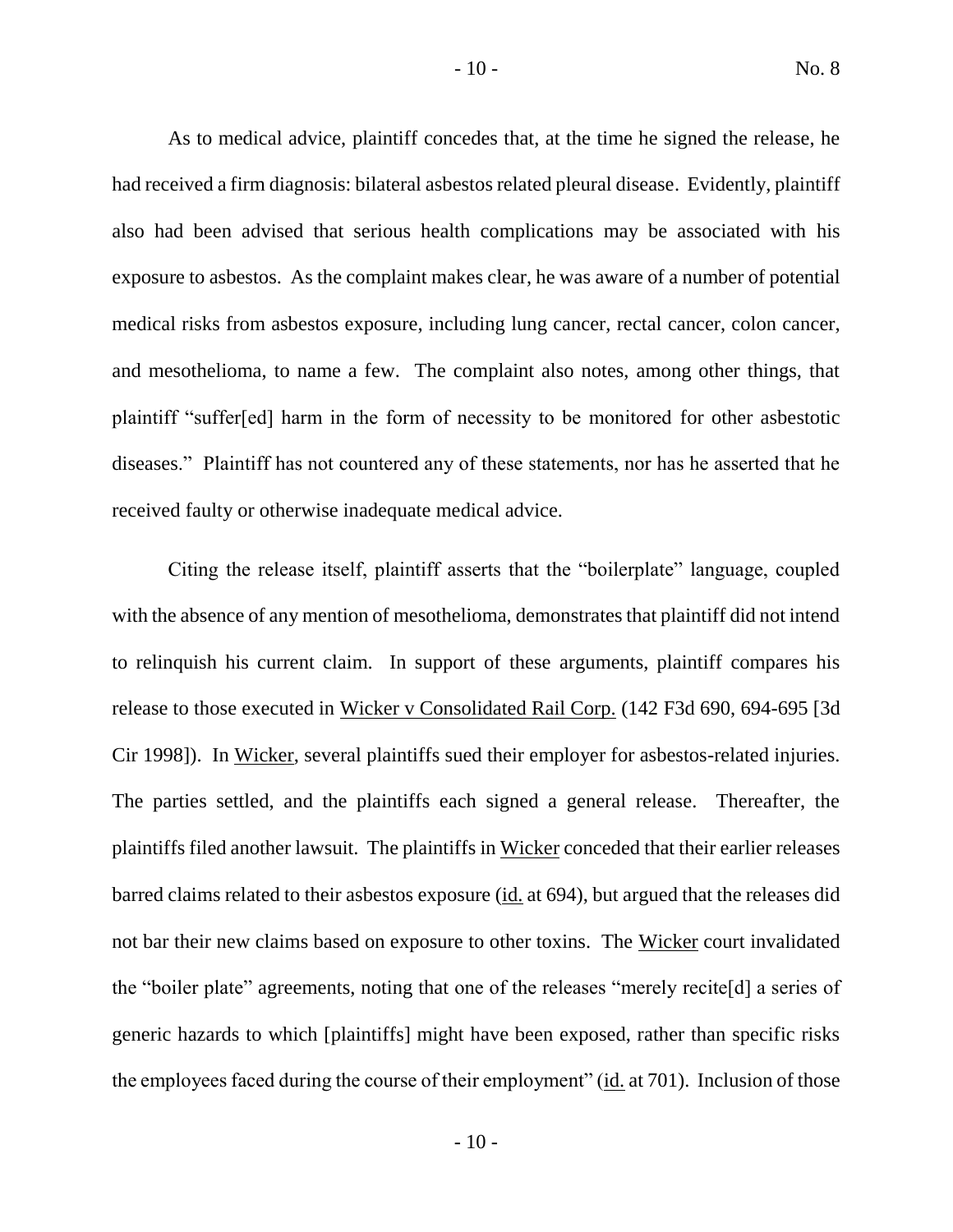As to medical advice, plaintiff concedes that, at the time he signed the release, he had received a firm diagnosis: bilateral asbestos related pleural disease. Evidently, plaintiff also had been advised that serious health complications may be associated with his exposure to asbestos. As the complaint makes clear, he was aware of a number of potential medical risks from asbestos exposure, including lung cancer, rectal cancer, colon cancer, and mesothelioma, to name a few. The complaint also notes, among other things, that plaintiff "suffer[ed] harm in the form of necessity to be monitored for other asbestotic diseases." Plaintiff has not countered any of these statements, nor has he asserted that he received faulty or otherwise inadequate medical advice.

Citing the release itself, plaintiff asserts that the "boilerplate" language, coupled with the absence of any mention of mesothelioma, demonstrates that plaintiff did not intend to relinquish his current claim. In support of these arguments, plaintiff compares his release to those executed in Wicker v Consolidated Rail Corp. (142 F3d 690, 694-695 [3d Cir 1998]). In Wicker, several plaintiffs sued their employer for asbestos-related injuries. The parties settled, and the plaintiffs each signed a general release. Thereafter, the plaintiffs filed another lawsuit. The plaintiffs in Wicker conceded that their earlier releases barred claims related to their asbestos exposure (id. at 694), but argued that the releases did not bar their new claims based on exposure to other toxins. The Wicker court invalidated the "boiler plate" agreements, noting that one of the releases "merely recite[d] a series of generic hazards to which [plaintiffs] might have been exposed, rather than specific risks the employees faced during the course of their employment" (id. at 701). Inclusion of those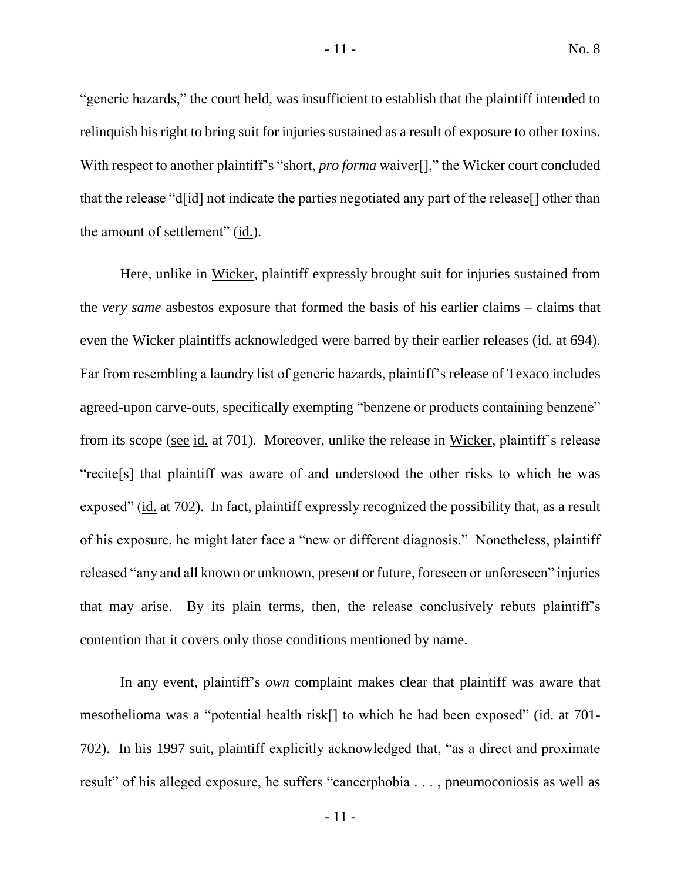"generic hazards," the court held, was insufficient to establish that the plaintiff intended to relinquish his right to bring suit for injuries sustained as a result of exposure to other toxins. With respect to another plaintiff's "short, *pro forma* waiver[]," the Wicker court concluded that the release "d[id] not indicate the parties negotiated any part of the release[] other than the amount of settlement" (id.).

Here, unlike in Wicker, plaintiff expressly brought suit for injuries sustained from the *very same* asbestos exposure that formed the basis of his earlier claims – claims that even the Wicker plaintiffs acknowledged were barred by their earlier releases (id. at 694). Far from resembling a laundry list of generic hazards, plaintiff's release of Texaco includes agreed-upon carve-outs, specifically exempting "benzene or products containing benzene" from its scope (see id. at 701). Moreover, unlike the release in Wicker, plaintiff's release "recite[s] that plaintiff was aware of and understood the other risks to which he was exposed" (id. at 702). In fact, plaintiff expressly recognized the possibility that, as a result of his exposure, he might later face a "new or different diagnosis." Nonetheless, plaintiff released "any and all known or unknown, present or future, foreseen or unforeseen" injuries that may arise. By its plain terms, then, the release conclusively rebuts plaintiff's contention that it covers only those conditions mentioned by name.

In any event, plaintiff's *own* complaint makes clear that plaintiff was aware that mesothelioma was a "potential health risk[] to which he had been exposed" (id. at 701-702). In his 1997 suit, plaintiff explicitly acknowledged that, "as a direct and proximate result" of his alleged exposure, he suffers "cancerphobia . . . , pneumoconiosis as well as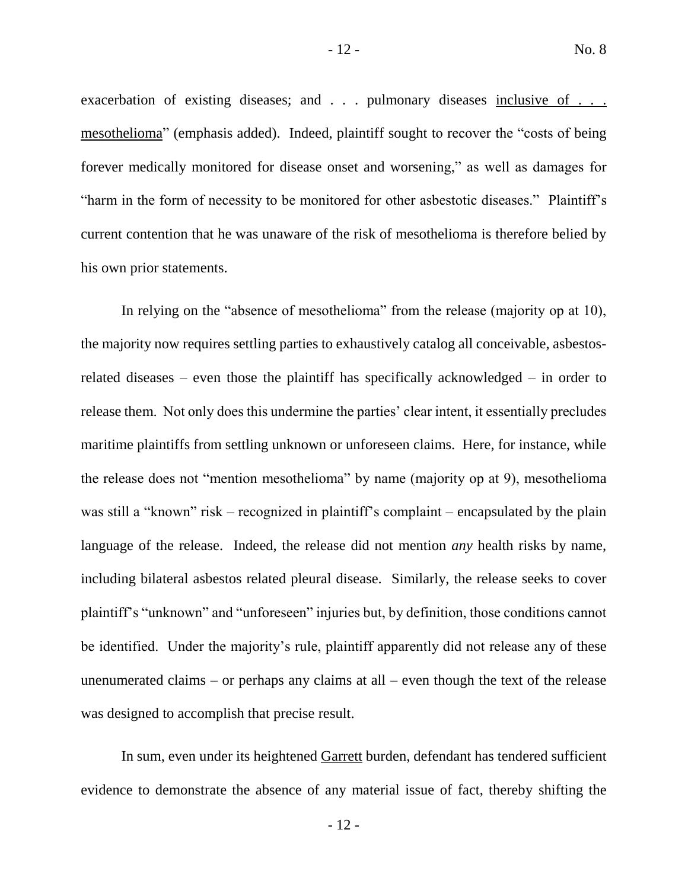exacerbation of existing diseases; and . . . pulmonary diseases <u>inclusive of . . . mesothelioma</u>" (emphasis added). Indeed, plaintiff sought to recover the "costs of being forever medically monitored for disease onset and worsening," as well as damages for "harm in the form of necessity to be monitored for other asbestotic diseases." Plaintiff's current contention that he was unaware of the risk of mesothelioma is therefore belied by his own prior statements.

In relying on the "absence of mesothelioma" from the release (majority op at 10), the majority now requires settling parties to exhaustively catalog all conceivable, asbestos-related diseases – even those the plaintiff has specifically acknowledged – in order to release them. Not only does this undermine the parties' clear intent, it essentially precludes maritime plaintiffs from settling unknown or unforeseen claims. Here, for instance, while the release does not "mention mesothelioma" by name (majority op at 9), mesothelioma was still a "known" risk – recognized in plaintiff's complaint – encapsulated by the plain language of the release. Indeed, the release did not mention *any* health risks by name, including bilateral asbestos related pleural disease. Similarly, the release seeks to cover plaintiff's "unknown" and "unforeseen" injuries but, by definition, those conditions cannot be identified. Under the majority's rule, plaintiff apparently did not release any of these unenumerated claims – or perhaps any claims at all – even though the text of the release was designed to accomplish that precise result.

In sum, even under its heightened <u>Garrett</u> burden, defendant has tendered sufficient evidence to demonstrate the absence of any material issue of fact, thereby shifting the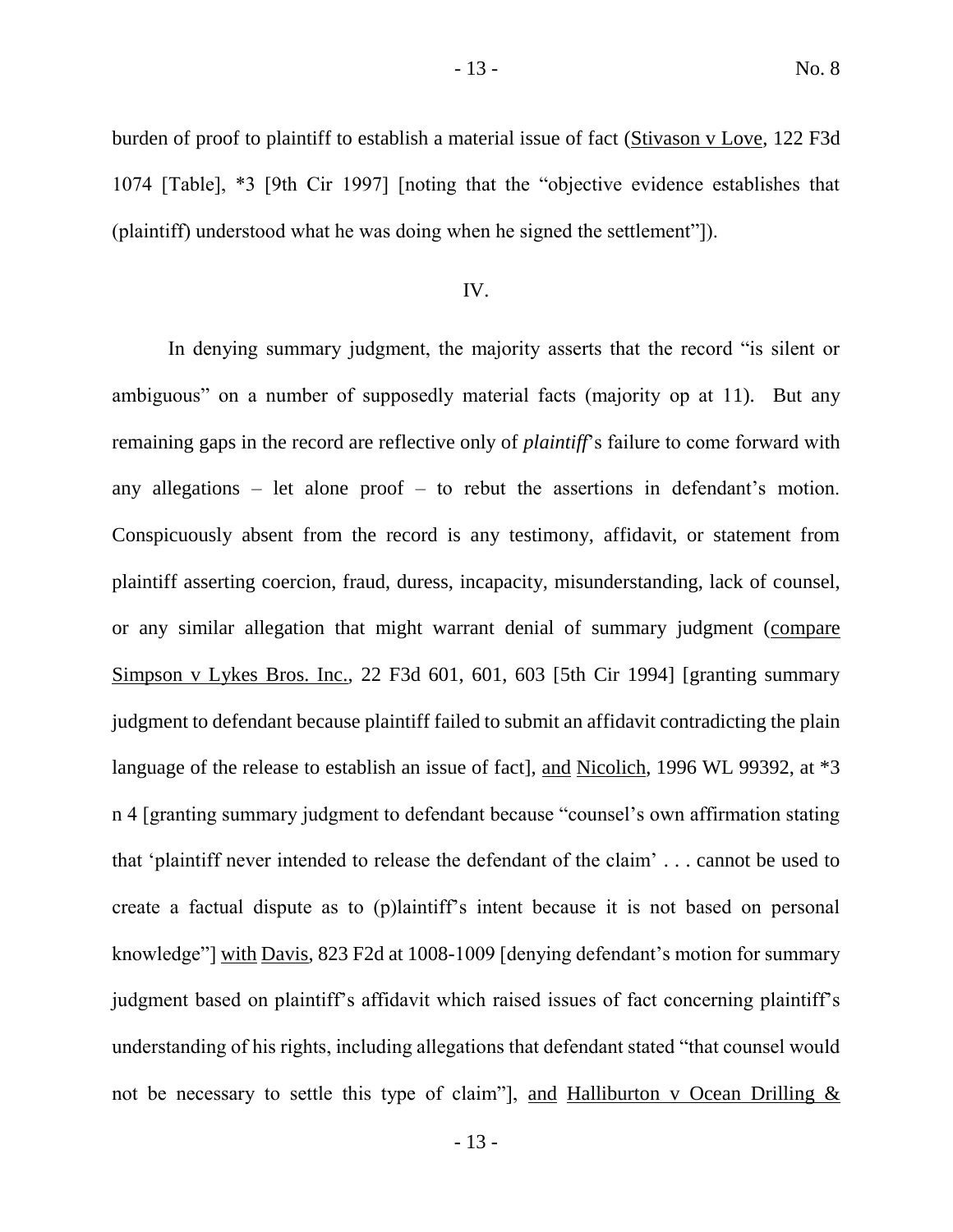burden of proof to plaintiff to establish a material issue of fact (Stivason v Love, 122 F3d 1074 [Table], *3 [9th Cir 1997] [noting that the "objective evidence establishes that (plaintiff) understood what he was doing when he signed the settlement"]).

IV.

In denying summary judgment, the majority asserts that the record "is silent or ambiguous" on a number of supposedly material facts (majority op at 11). But any remaining gaps in the record are reflective only of *plaintiff*'s failure to come forward with any allegations – let alone proof – to rebut the assertions in defendant's motion. Conspicuously absent from the record is any testimony, affidavit, or statement from plaintiff asserting coercion, fraud, duress, incapacity, misunderstanding, lack of counsel, or any similar allegation that might warrant denial of summary judgment (compare Simpson v Lykes Bros. Inc., 22 F3d 601, 601, 603 [5th Cir 1994] [granting summary judgment to defendant because plaintiff failed to submit an affidavit contradicting the plain language of the release to establish an issue of fact], and Nicolich, 1996 WL 99392, at *3 n 4 [granting summary judgment to defendant because "counsel's own affirmation stating that 'plaintiff never intended to release the defendant of the claim' . . . cannot be used to create a factual dispute as to (p)laintiff's intent because it is not based on personal knowledge"] with Davis, 823 F2d at 1008-1009 [denying defendant's motion for summary judgment based on plaintiff's affidavit which raised issues of fact concerning plaintiff's understanding of his rights, including allegations that defendant stated "that counsel would not be necessary to settle this type of claim"], and Halliburton v Ocean Drilling &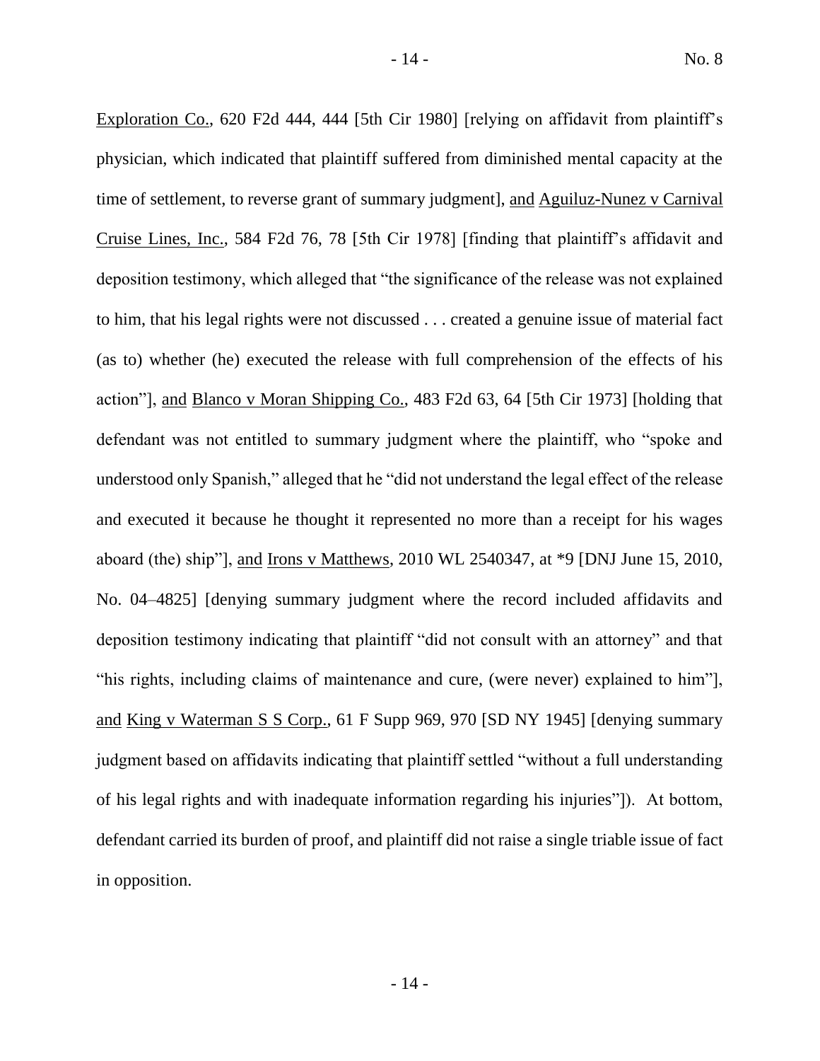Exploration Co., 620 F2d 444, 444 [5th Cir 1980] [relying on affidavit from plaintiff's physician, which indicated that plaintiff suffered from diminished mental capacity at the time of settlement, to reverse grant of summary judgment], and Aguiluz-Nunez v Carnival Cruise Lines, Inc., 584 F2d 76, 78 [5th Cir 1978] [finding that plaintiff's affidavit and deposition testimony, which alleged that "the significance of the release was not explained to him, that his legal rights were not discussed . . . created a genuine issue of material fact (as to) whether (he) executed the release with full comprehension of the effects of his action"], and Blanco v Moran Shipping Co., 483 F2d 63, 64 [5th Cir 1973] [holding that defendant was not entitled to summary judgment where the plaintiff, who "spoke and understood only Spanish," alleged that he "did not understand the legal effect of the release and executed it because he thought it represented no more than a receipt for his wages aboard (the) ship"], and Irons v Matthews, 2010 WL 2540347, at *9 [DNJ June 15, 2010, No. 04–4825] [denying summary judgment where the record included affidavits and deposition testimony indicating that plaintiff "did not consult with an attorney" and that "his rights, including claims of maintenance and cure, (were never) explained to him"], and King v Waterman S S Corp., 61 F Supp 969, 970 [SD NY 1945] [denying summary judgment based on affidavits indicating that plaintiff settled "without a full understanding of his legal rights and with inadequate information regarding his injuries"]). At bottom, defendant carried its burden of proof, and plaintiff did not raise a single triable issue of fact in opposition.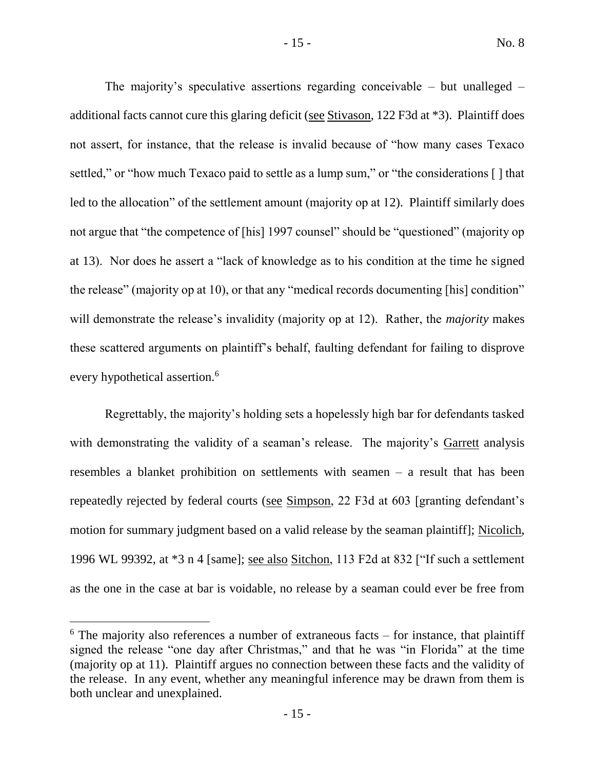The majority's speculative assertions regarding conceivable – but unalleged – additional facts cannot cure this glaring deficit (see Stivason, 122 F3d at *3). Plaintiff does not assert, for instance, that the release is invalid because of "how many cases Texaco settled," or "how much Texaco paid to settle as a lump sum," or "the considerations [ ] that led to the allocation" of the settlement amount (majority op at 12). Plaintiff similarly does not argue that "the competence of [his] 1997 counsel" should be "questioned" (majority op at 13). Nor does he assert a "lack of knowledge as to his condition at the time he signed the release" (majority op at 10), or that any "medical records documenting [his] condition" will demonstrate the release's invalidity (majority op at 12). Rather, the *majority* makes these scattered arguments on plaintiff's behalf, faulting defendant for failing to disprove every hypothetical assertion.[6]

Regrettably, the majority's holding sets a hopelessly high bar for defendants tasked with demonstrating the validity of a seaman's release. The majority's Garrett analysis resembles a blanket prohibition on settlements with seamen – a result that has been repeatedly rejected by federal courts (see Simpson, 22 F3d at 603 [granting defendant's motion for summary judgment based on a valid release by the seaman plaintiff]; Nicolich, 1996 WL 99392, at *3 n 4 [same]; see also Sitchon, 113 F2d at 832 ["If such a settlement as the one in the case at bar is voidable, no release by a seaman could ever be free from

---

[6] The majority also references a number of extraneous facts – for instance, that plaintiff signed the release "one day after Christmas," and that he was "in Florida" at the time (majority op at 11). Plaintiff argues no connection between these facts and the validity of the release. In any event, whether any meaningful inference may be drawn from them is both unclear and unexplained.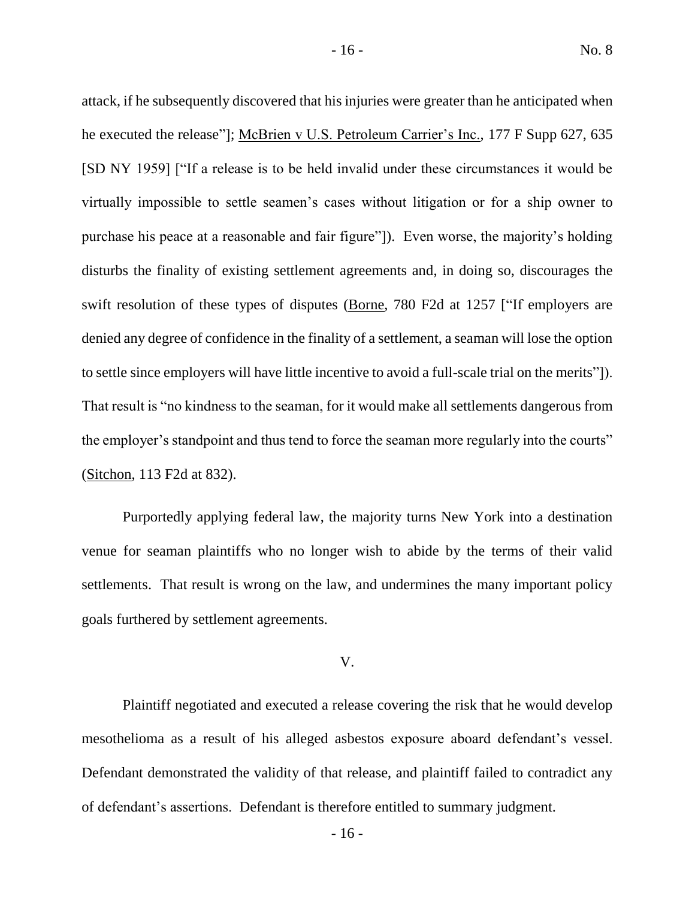attack, if he subsequently discovered that his injuries were greater than he anticipated when he executed the release"]; McBrien v U.S. Petroleum Carrier's Inc., 177 F Supp 627, 635 [SD NY 1959] ["If a release is to be held invalid under these circumstances it would be virtually impossible to settle seamen's cases without litigation or for a ship owner to purchase his peace at a reasonable and fair figure"]). Even worse, the majority's holding disturbs the finality of existing settlement agreements and, in doing so, discourages the swift resolution of these types of disputes (Borne, 780 F2d at 1257 ["If employers are denied any degree of confidence in the finality of a settlement, a seaman will lose the option to settle since employers will have little incentive to avoid a full-scale trial on the merits"]). That result is "no kindness to the seaman, for it would make all settlements dangerous from the employer's standpoint and thus tend to force the seaman more regularly into the courts" (Sitchon, 113 F2d at 832).

Purportedly applying federal law, the majority turns New York into a destination venue for seaman plaintiffs who no longer wish to abide by the terms of their valid settlements. That result is wrong on the law, and undermines the many important policy goals furthered by settlement agreements.

## V.

Plaintiff negotiated and executed a release covering the risk that he would develop mesothelioma as a result of his alleged asbestos exposure aboard defendant's vessel. Defendant demonstrated the validity of that release, and plaintiff failed to contradict any of defendant's assertions. Defendant is therefore entitled to summary judgment.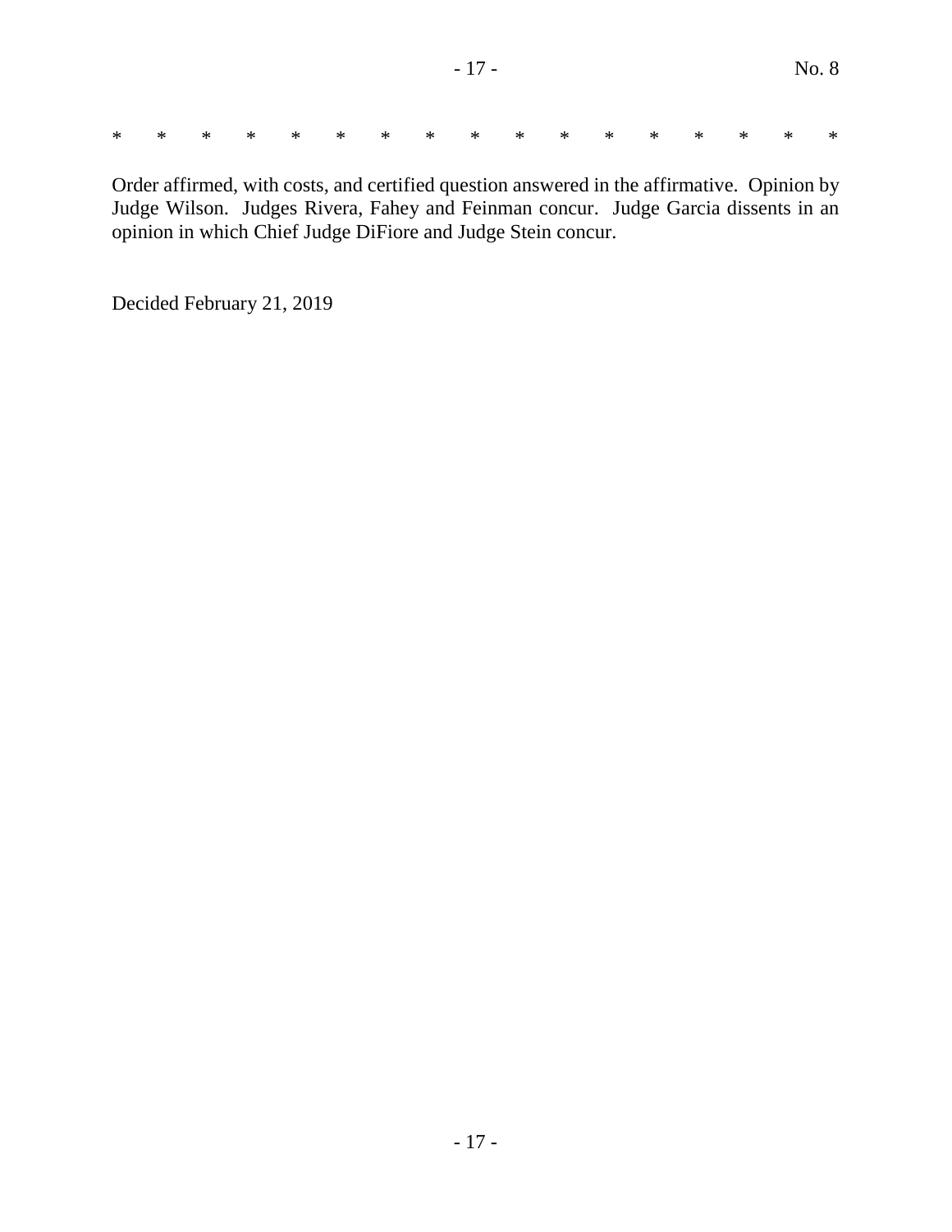\*     \*     \*     \*     \*     \*     \*     \*     \*     \*     \*     \*     \*     \*     \*     \*     \*

Order affirmed, with costs, and certified question answered in the affirmative. Opinion by Judge Wilson. Judges Rivera, Fahey and Feinman concur. Judge Garcia dissents in an opinion in which Chief Judge DiFiore and Judge Stein concur.

Decided February 21, 2019